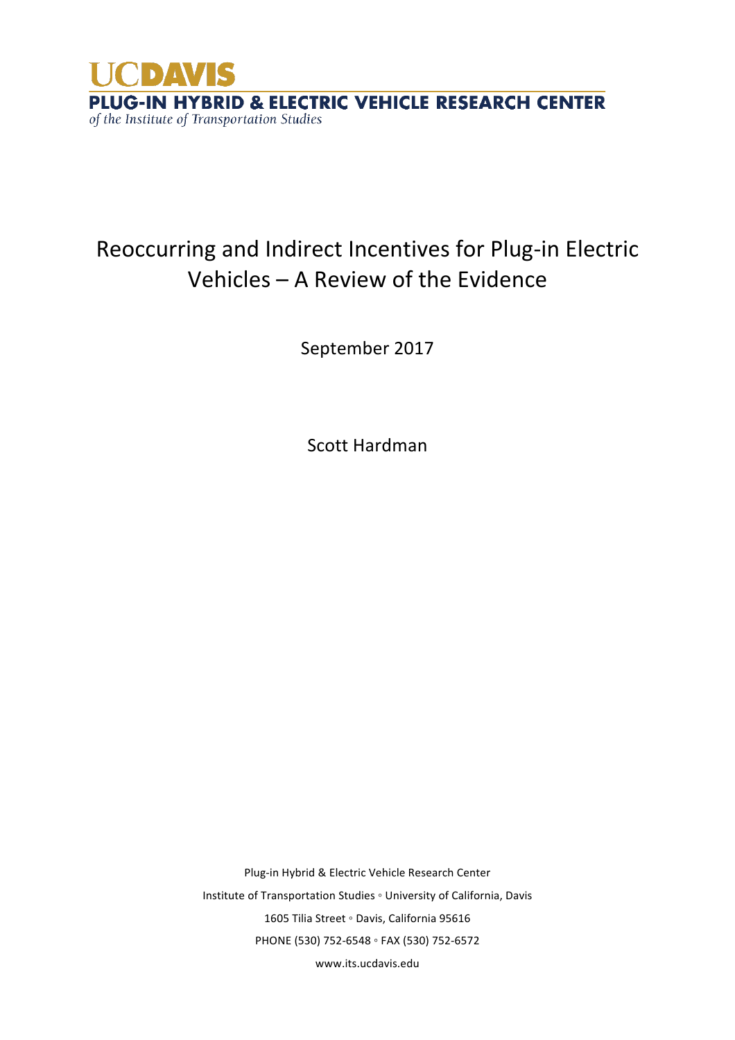UCDAVIS

**PLUG-IN HYBRID & ELECTRIC VEHICLE RESEARCH CENTER**

*of the Institute of Transportation Studies*

# Reoccurring and Indirect Incentives for Plug-in Electric Vehicles – A Review of the Evidence

September 2017

Scott Hardman

Plug-in Hybrid & Electric Vehicle Research Center

Institute of Transportation Studies ◦ University of California, Davis

1605 Tilia Street ◦ Davis, California 95616

PHONE (530) 752-6548 ◦ FAX (530) 752-6572

www.its.ucdavis.edu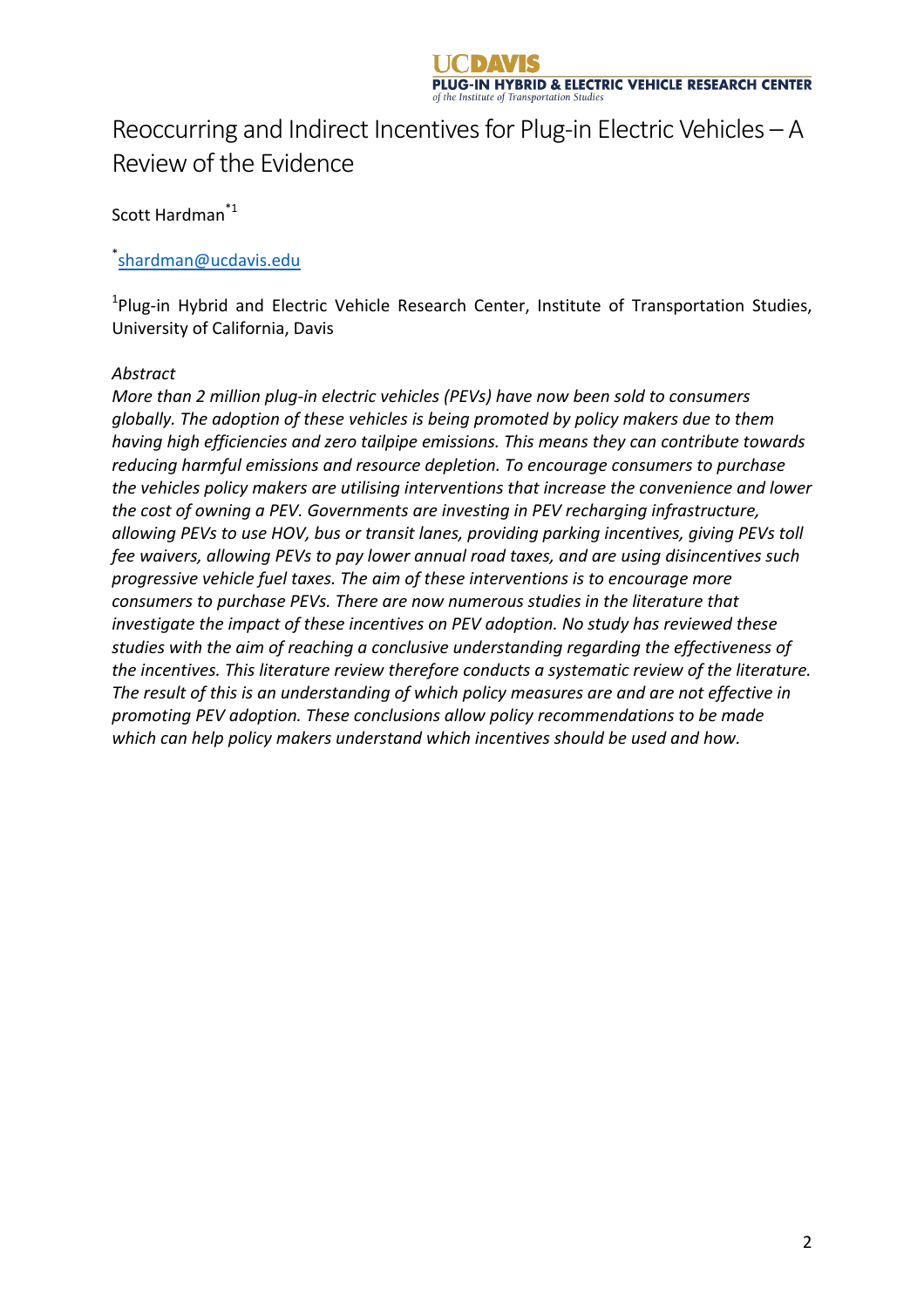# Reoccurring and Indirect Incentives for Plug-in Electric Vehicles – A Review of the Evidence

Scott Hardman[*1]

[*]shardman@ucdavis.edu

[1]Plug-in Hybrid and Electric Vehicle Research Center, Institute of Transportation Studies, University of California, Davis

*Abstract*

*More than 2 million plug-in electric vehicles (PEVs) have now been sold to consumers globally. The adoption of these vehicles is being promoted by policy makers due to them having high efficiencies and zero tailpipe emissions. This means they can contribute towards reducing harmful emissions and resource depletion. To encourage consumers to purchase the vehicles policy makers are utilising interventions that increase the convenience and lower the cost of owning a PEV. Governments are investing in PEV recharging infrastructure, allowing PEVs to use HOV, bus or transit lanes, providing parking incentives, giving PEVs toll fee waivers, allowing PEVs to pay lower annual road taxes, and are using disincentives such progressive vehicle fuel taxes. The aim of these interventions is to encourage more consumers to purchase PEVs. There are now numerous studies in the literature that investigate the impact of these incentives on PEV adoption. No study has reviewed these studies with the aim of reaching a conclusive understanding regarding the effectiveness of the incentives. This literature review therefore conducts a systematic review of the literature. The result of this is an understanding of which policy measures are and are not effective in promoting PEV adoption. These conclusions allow policy recommendations to be made which can help policy makers understand which incentives should be used and how.*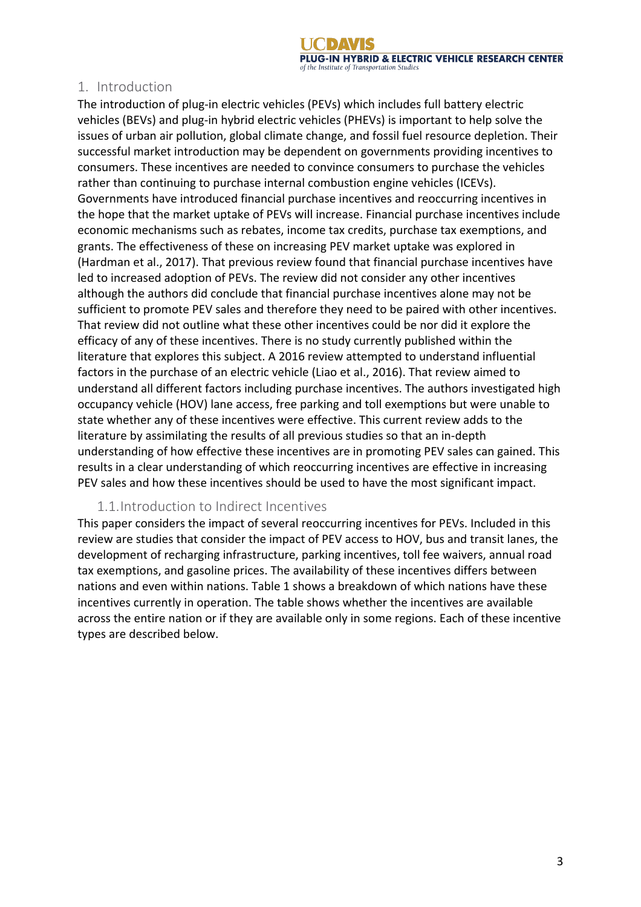## 1. Introduction

The introduction of plug-in electric vehicles (PEVs) which includes full battery electric vehicles (BEVs) and plug-in hybrid electric vehicles (PHEVs) is important to help solve the issues of urban air pollution, global climate change, and fossil fuel resource depletion. Their successful market introduction may be dependent on governments providing incentives to consumers. These incentives are needed to convince consumers to purchase the vehicles rather than continuing to purchase internal combustion engine vehicles (ICEVs). Governments have introduced financial purchase incentives and reoccurring incentives in the hope that the market uptake of PEVs will increase. Financial purchase incentives include economic mechanisms such as rebates, income tax credits, purchase tax exemptions, and grants. The effectiveness of these on increasing PEV market uptake was explored in (Hardman et al., 2017). That previous review found that financial purchase incentives have led to increased adoption of PEVs. The review did not consider any other incentives although the authors did conclude that financial purchase incentives alone may not be sufficient to promote PEV sales and therefore they need to be paired with other incentives. That review did not outline what these other incentives could be nor did it explore the efficacy of any of these incentives. There is no study currently published within the literature that explores this subject. A 2016 review attempted to understand influential factors in the purchase of an electric vehicle (Liao et al., 2016). That review aimed to understand all different factors including purchase incentives. The authors investigated high occupancy vehicle (HOV) lane access, free parking and toll exemptions but were unable to state whether any of these incentives were effective. This current review adds to the literature by assimilating the results of all previous studies so that an in-depth understanding of how effective these incentives are in promoting PEV sales can gained. This results in a clear understanding of which reoccurring incentives are effective in increasing PEV sales and how these incentives should be used to have the most significant impact.

### 1.1. Introduction to Indirect Incentives

This paper considers the impact of several reoccurring incentives for PEVs. Included in this review are studies that consider the impact of PEV access to HOV, bus and transit lanes, the development of recharging infrastructure, parking incentives, toll fee waivers, annual road tax exemptions, and gasoline prices. The availability of these incentives differs between nations and even within nations. Table 1 shows a breakdown of which nations have these incentives currently in operation. The table shows whether the incentives are available across the entire nation or if they are available only in some regions. Each of these incentive types are described below.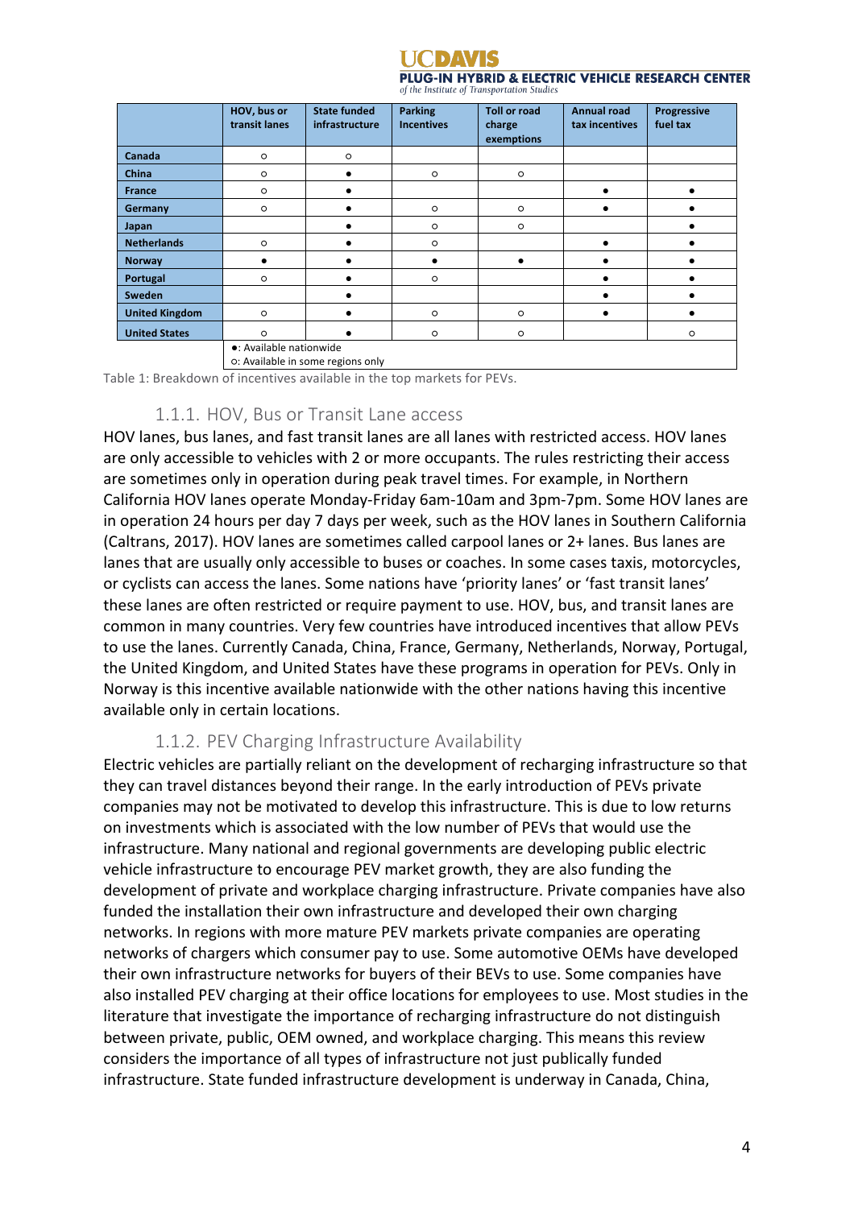| | HOV, bus or transit lanes | State funded infrastructure | Parking Incentives | Toll or road charge exemptions | Annual road tax incentives | Progressive fuel tax |
|---|---|---|---|---|---|---|
| **Canada** | ○ | ○ | | | | |
| **China** | ○ | ● | ○ | ○ | | |
| **France** | ○ | ● | | | ● | ● |
| **Germany** | ○ | ● | ○ | ○ | ● | ● |
| **Japan** | | ● | ○ | ○ | | ● |
| **Netherlands** | ○ | ● | ○ | | ● | ● |
| **Norway** | ● | ● | ● | ● | ● | ● |
| **Portugal** | ○ | ● | ○ | | ● | ● |
| **Sweden** | | ● | | | ● | ● |
| **United Kingdom** | ○ | ● | ○ | ○ | ● | ● |
| **United States** | ○ | ● | ○ | ○ | | ○ |
| | ●: Available nationwide<br>○: Available in some regions only | | | | | |

Table 1: Breakdown of incentives available in the top markets for PEVs.

### 1.1.1. HOV, Bus or Transit Lane access

HOV lanes, bus lanes, and fast transit lanes are all lanes with restricted access. HOV lanes are only accessible to vehicles with 2 or more occupants. The rules restricting their access are sometimes only in operation during peak travel times. For example, in Northern California HOV lanes operate Monday-Friday 6am-10am and 3pm-7pm. Some HOV lanes are in operation 24 hours per day 7 days per week, such as the HOV lanes in Southern California (Caltrans, 2017). HOV lanes are sometimes called carpool lanes or 2+ lanes. Bus lanes are lanes that are usually only accessible to buses or coaches. In some cases taxis, motorcycles, or cyclists can access the lanes. Some nations have 'priority lanes' or 'fast transit lanes' these lanes are often restricted or require payment to use. HOV, bus, and transit lanes are common in many countries. Very few countries have introduced incentives that allow PEVs to use the lanes. Currently Canada, China, France, Germany, Netherlands, Norway, Portugal, the United Kingdom, and United States have these programs in operation for PEVs. Only in Norway is this incentive available nationwide with the other nations having this incentive available only in certain locations.

### 1.1.2. PEV Charging Infrastructure Availability

Electric vehicles are partially reliant on the development of recharging infrastructure so that they can travel distances beyond their range. In the early introduction of PEVs private companies may not be motivated to develop this infrastructure. This is due to low returns on investments which is associated with the low number of PEVs that would use the infrastructure. Many national and regional governments are developing public electric vehicle infrastructure to encourage PEV market growth, they are also funding the development of private and workplace charging infrastructure. Private companies have also funded the installation their own infrastructure and developed their own charging networks. In regions with more mature PEV markets private companies are operating networks of chargers which consumer pay to use. Some automotive OEMs have developed their own infrastructure networks for buyers of their BEVs to use. Some companies have also installed PEV charging at their office locations for employees to use. Most studies in the literature that investigate the importance of recharging infrastructure do not distinguish between private, public, OEM owned, and workplace charging. This means this review considers the importance of all types of infrastructure not just publically funded infrastructure. State funded infrastructure development is underway in Canada, China,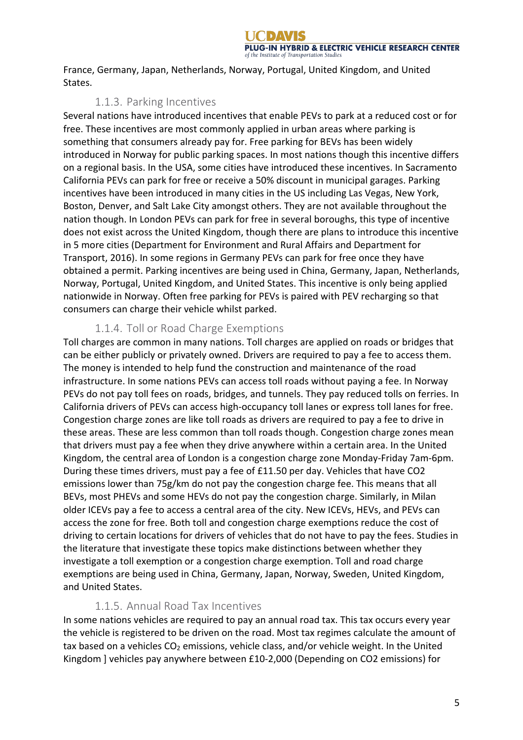France, Germany, Japan, Netherlands, Norway, Portugal, United Kingdom, and United States.

### 1.1.3. Parking Incentives

Several nations have introduced incentives that enable PEVs to park at a reduced cost or for free. These incentives are most commonly applied in urban areas where parking is something that consumers already pay for. Free parking for BEVs has been widely introduced in Norway for public parking spaces. In most nations though this incentive differs on a regional basis. In the USA, some cities have introduced these incentives. In Sacramento California PEVs can park for free or receive a 50% discount in municipal garages. Parking incentives have been introduced in many cities in the US including Las Vegas, New York, Boston, Denver, and Salt Lake City amongst others. They are not available throughout the nation though. In London PEVs can park for free in several boroughs, this type of incentive does not exist across the United Kingdom, though there are plans to introduce this incentive in 5 more cities (Department for Environment and Rural Affairs and Department for Transport, 2016). In some regions in Germany PEVs can park for free once they have obtained a permit. Parking incentives are being used in China, Germany, Japan, Netherlands, Norway, Portugal, United Kingdom, and United States. This incentive is only being applied nationwide in Norway. Often free parking for PEVs is paired with PEV recharging so that consumers can charge their vehicle whilst parked.

### 1.1.4. Toll or Road Charge Exemptions

Toll charges are common in many nations. Toll charges are applied on roads or bridges that can be either publicly or privately owned. Drivers are required to pay a fee to access them. The money is intended to help fund the construction and maintenance of the road infrastructure. In some nations PEVs can access toll roads without paying a fee. In Norway PEVs do not pay toll fees on roads, bridges, and tunnels. They pay reduced tolls on ferries. In California drivers of PEVs can access high-occupancy toll lanes or express toll lanes for free. Congestion charge zones are like toll roads as drivers are required to pay a fee to drive in these areas. These are less common than toll roads though. Congestion charge zones mean that drivers must pay a fee when they drive anywhere within a certain area. In the United Kingdom, the central area of London is a congestion charge zone Monday-Friday 7am-6pm. During these times drivers, must pay a fee of £11.50 per day. Vehicles that have CO2 emissions lower than 75g/km do not pay the congestion charge fee. This means that all BEVs, most PHEVs and some HEVs do not pay the congestion charge. Similarly, in Milan older ICEVs pay a fee to access a central area of the city. New ICEVs, HEVs, and PEVs can access the zone for free. Both toll and congestion charge exemptions reduce the cost of driving to certain locations for drivers of vehicles that do not have to pay the fees. Studies in the literature that investigate these topics make distinctions between whether they investigate a toll exemption or a congestion charge exemption. Toll and road charge exemptions are being used in China, Germany, Japan, Norway, Sweden, United Kingdom, and United States.

### 1.1.5. Annual Road Tax Incentives

In some nations vehicles are required to pay an annual road tax. This tax occurs every year the vehicle is registered to be driven on the road. Most tax regimes calculate the amount of tax based on a vehicles $CO_2$ emissions, vehicle class, and/or vehicle weight. In the United Kingdom ] vehicles pay anywhere between £10-2,000 (Depending on CO2 emissions) for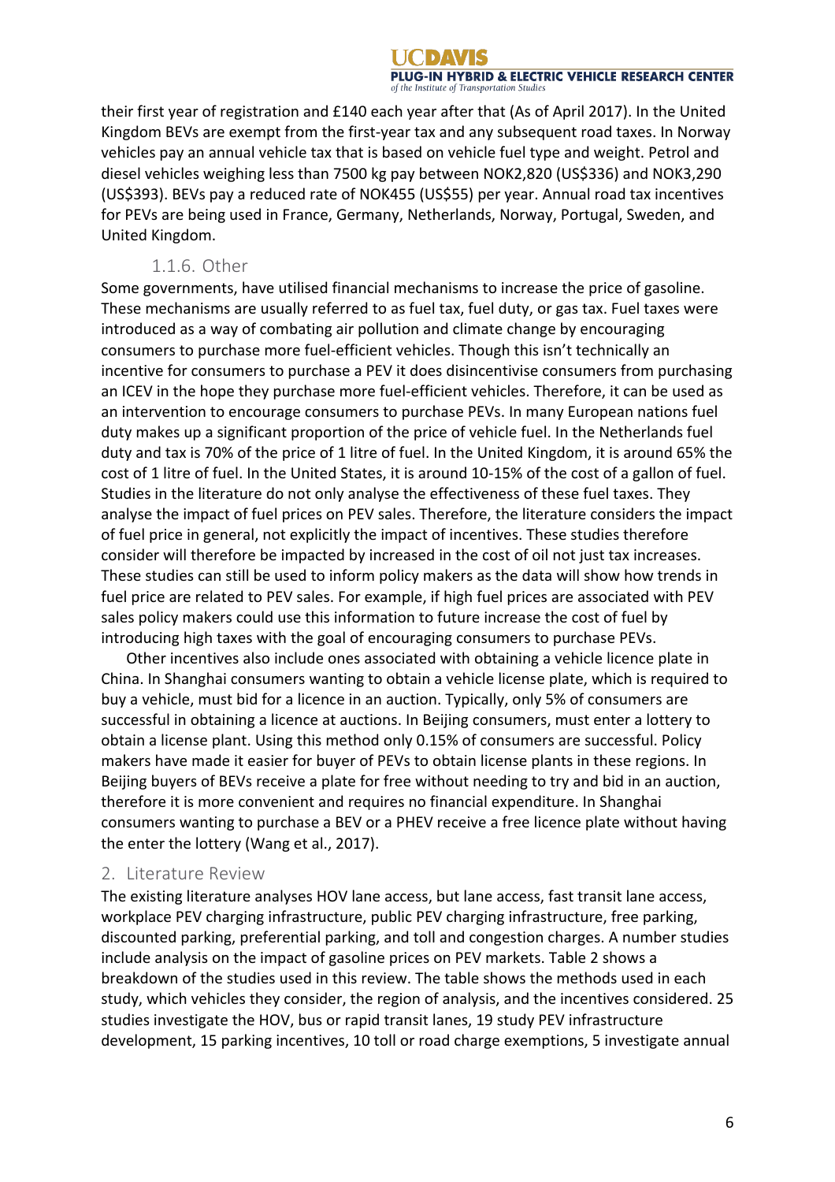their first year of registration and £140 each year after that (As of April 2017). In the United Kingdom BEVs are exempt from the first-year tax and any subsequent road taxes. In Norway vehicles pay an annual vehicle tax that is based on vehicle fuel type and weight. Petrol and diesel vehicles weighing less than 7500 kg pay between NOK2,820 (US$336) and NOK3,290 (US$393). BEVs pay a reduced rate of NOK455 (US$55) per year. Annual road tax incentives for PEVs are being used in France, Germany, Netherlands, Norway, Portugal, Sweden, and United Kingdom.

### 1.1.6. Other

Some governments, have utilised financial mechanisms to increase the price of gasoline. These mechanisms are usually referred to as fuel tax, fuel duty, or gas tax. Fuel taxes were introduced as a way of combating air pollution and climate change by encouraging consumers to purchase more fuel-efficient vehicles. Though this isn't technically an incentive for consumers to purchase a PEV it does disincentivise consumers from purchasing an ICEV in the hope they purchase more fuel-efficient vehicles. Therefore, it can be used as an intervention to encourage consumers to purchase PEVs. In many European nations fuel duty makes up a significant proportion of the price of vehicle fuel. In the Netherlands fuel duty and tax is 70% of the price of 1 litre of fuel. In the United Kingdom, it is around 65% the cost of 1 litre of fuel. In the United States, it is around 10-15% of the cost of a gallon of fuel. Studies in the literature do not only analyse the effectiveness of these fuel taxes. They analyse the impact of fuel prices on PEV sales. Therefore, the literature considers the impact of fuel price in general, not explicitly the impact of incentives. These studies therefore consider will therefore be impacted by increased in the cost of oil not just tax increases. These studies can still be used to inform policy makers as the data will show how trends in fuel price are related to PEV sales. For example, if high fuel prices are associated with PEV sales policy makers could use this information to future increase the cost of fuel by introducing high taxes with the goal of encouraging consumers to purchase PEVs.

Other incentives also include ones associated with obtaining a vehicle licence plate in China. In Shanghai consumers wanting to obtain a vehicle license plate, which is required to buy a vehicle, must bid for a licence in an auction. Typically, only 5% of consumers are successful in obtaining a licence at auctions. In Beijing consumers, must enter a lottery to obtain a license plant. Using this method only 0.15% of consumers are successful. Policy makers have made it easier for buyer of PEVs to obtain license plants in these regions. In Beijing buyers of BEVs receive a plate for free without needing to try and bid in an auction, therefore it is more convenient and requires no financial expenditure. In Shanghai consumers wanting to purchase a BEV or a PHEV receive a free licence plate without having the enter the lottery (Wang et al., 2017).

## 2. Literature Review

The existing literature analyses HOV lane access, but lane access, fast transit lane access, workplace PEV charging infrastructure, public PEV charging infrastructure, free parking, discounted parking, preferential parking, and toll and congestion charges. A number studies include analysis on the impact of gasoline prices on PEV markets. Table 2 shows a breakdown of the studies used in this review. The table shows the methods used in each study, which vehicles they consider, the region of analysis, and the incentives considered. 25 studies investigate the HOV, bus or rapid transit lanes, 19 study PEV infrastructure development, 15 parking incentives, 10 toll or road charge exemptions, 5 investigate annual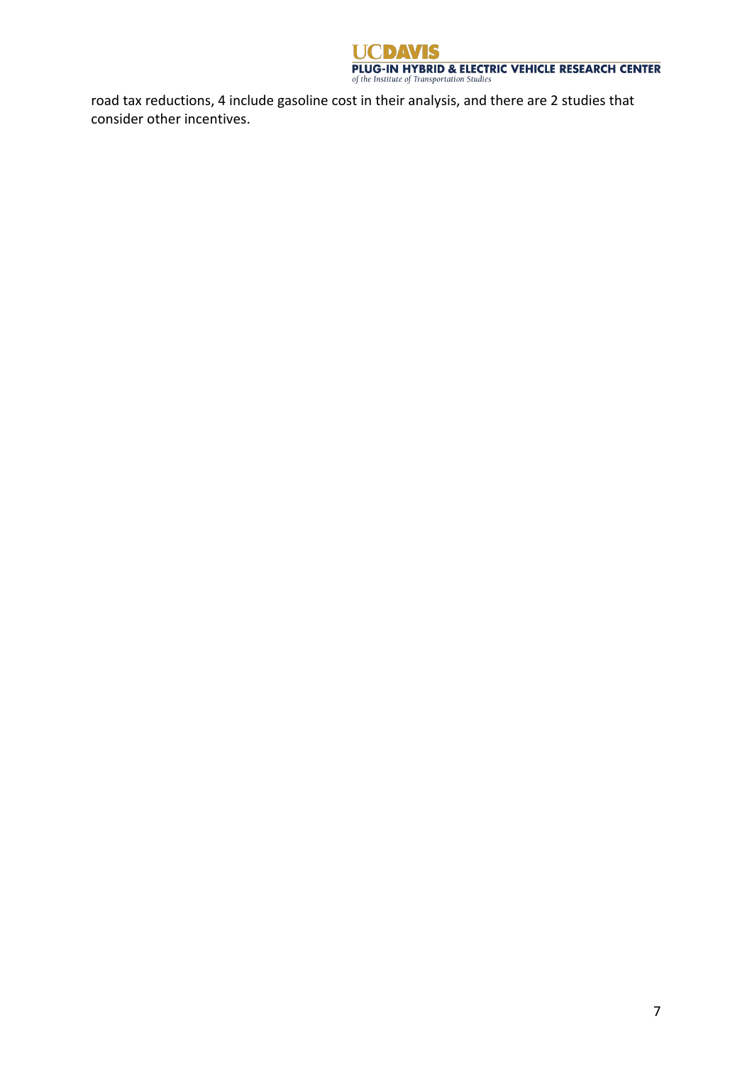road tax reductions, 4 include gasoline cost in their analysis, and there are 2 studies that consider other incentives.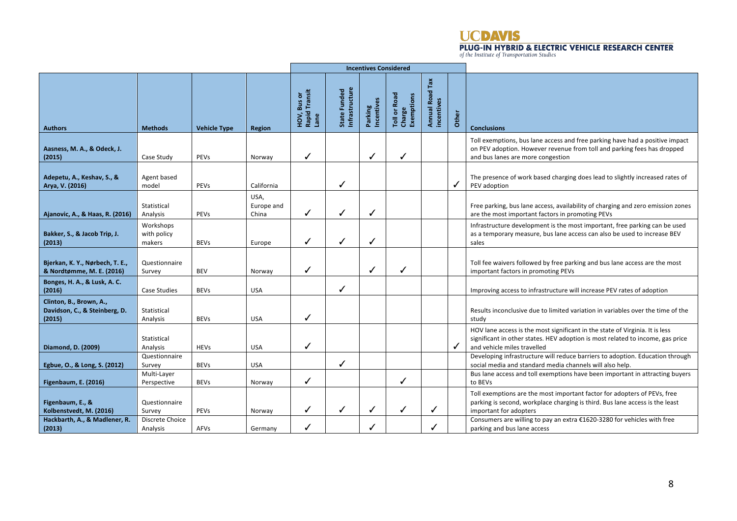| | | | | Incentives Considered | | | | | | |
|---|---|---|---|---|---|---|---|---|---|---|
| **Authors** | **Methods** | **Vehicle Type** | **Region** | **HOV, Bus or Rapid Transit Lane** | **State Funded Infrastructure** | **Parking Incentives** | **Toll or Road Charge Exemptions** | **Annual Road Tax incentives** | **Other** | **Conclusions** |
| **Aasness, M. A., & Odeck, J. (2015)** | Case Study | PEVs | Norway | ✓ | | ✓ | ✓ | | | Toll exemptions, bus lane access and free parking have had a positive impact on PEV adoption. However revenue from toll and parking fees has dropped and bus lanes are more congestion |
| **Adepetu, A., Keshav, S., & Arya, V. (2016)** | Agent based model | PEVs | California | | ✓ | | | | ✓ | The presence of work based charging does lead to slightly increased rates of PEV adoption |
| **Ajanovic, A., & Haas, R. (2016)** | Statistical Analysis | PEVs | USA, Europe and China | ✓ | ✓ | ✓ | | | | Free parking, bus lane access, availability of charging and zero emission zones are the most important factors in promoting PEVs |
| **Bakker, S., & Jacob Trip, J. (2013)** | Workshops with policy makers | BEVs | Europe | ✓ | ✓ | ✓ | | | | Infrastructure development is the most important, free parking can be used as a temporary measure, bus lane access can also be used to increase BEV sales |
| **Bjerkan, K. Y., Nørbech, T. E., & Nordtømme, M. E. (2016)** | Questionnaire Survey | BEV | Norway | ✓ | | ✓ | ✓ | | | Toll fee waivers followed by free parking and bus lane access are the most important factors in promoting PEVs |
| **Bonges, H. A., & Lusk, A. C. (2016)** | Case Studies | BEVs | USA | | ✓ | | | | | Improving access to infrastructure will increase PEV rates of adoption |
| **Clinton, B., Brown, A., Davidson, C., & Steinberg, D. (2015)** | Statistical Analysis | BEVs | USA | ✓ | | | | | | Results inconclusive due to limited variation in variables over the time of the study |
| **Diamond, D. (2009)** | Statistical Analysis | HEVs | USA | ✓ | | | | | ✓ | HOV lane access is the most significant in the state of Virginia. It is less significant in other states. HEV adoption is most related to income, gas price and vehicle miles travelled |
| **Egbue, O., & Long, S. (2012)** | Questionnaire Survey | BEVs | USA | | ✓ | | | | | Developing infrastructure will reduce barriers to adoption. Education through social media and standard media channels will also help. |
| **Figenbaum, E. (2016)** | Multi-Layer Perspective | BEVs | Norway | ✓ | | | ✓ | | | Bus lane access and toll exemptions have been important in attracting buyers to BEVs |
| **Figenbaum, E., & Kolbenstvedt, M. (2016)** | Questionnaire Survey | PEVs | Norway | ✓ | ✓ | ✓ | ✓ | ✓ | | Toll exemptions are the most important factor for adopters of PEVs, free parking is second, workplace charging is third. Bus lane access is the least important for adopters |
| **Hackbarth, A., & Madlener, R. (2013)** | Discrete Choice Analysis | AFVs | Germany | ✓ | | ✓ | | ✓ | | Consumers are willing to pay an extra €1620-3280 for vehicles with free parking and bus lane access |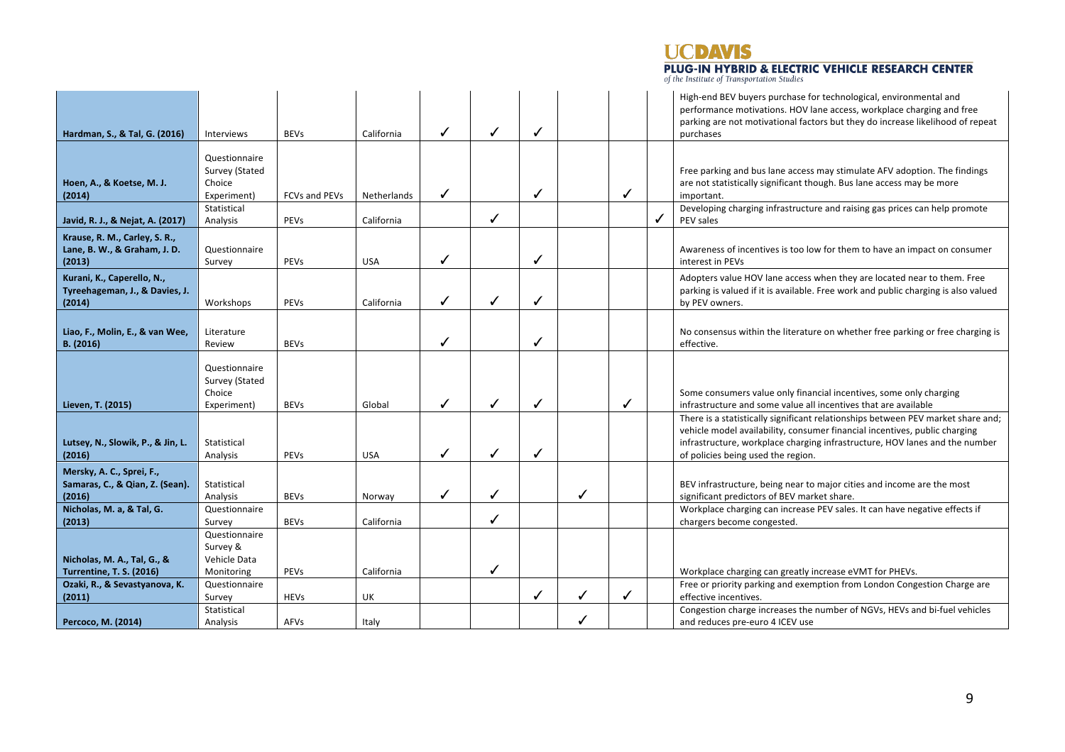| | | | | | | | | | | |
|---|---|---|---|---|---|---|---|---|---|---|
| **Hardman, S., & Tal, G. (2016)** | Interviews | BEVs | California | ✓ | ✓ | ✓ | | | | High-end BEV buyers purchase for technological, environmental and performance motivations. HOV lane access, workplace charging and free parking are not motivational factors but they do increase likelihood of repeat purchases |
| **Hoen, A., & Koetse, M. J. (2014)** | Questionnaire Survey (Stated Choice Experiment) | FCVs and PEVs | Netherlands | ✓ | | ✓ | | ✓ | | Free parking and bus lane access may stimulate AFV adoption. The findings are not statistically significant though. Bus lane access may be more important. |
| **Javid, R. J., & Nejat, A. (2017)** | Statistical Analysis | PEVs | California | | ✓ | | | | ✓ | Developing charging infrastructure and raising gas prices can help promote PEV sales |
| **Krause, R. M., Carley, S. R., Lane, B. W., & Graham, J. D. (2013)** | Questionnaire Survey | PEVs | USA | ✓ | | ✓ | | | | Awareness of incentives is too low for them to have an impact on consumer interest in PEVs |
| **Kurani, K., Caperello, N., Tyreehageman, J., & Davies, J. (2014)** | Workshops | PEVs | California | ✓ | ✓ | ✓ | | | | Adopters value HOV lane access when they are located near to them. Free parking is valued if it is available. Free work and public charging is also valued by PEV owners. |
| **Liao, F., Molin, E., & van Wee, B. (2016)** | Literature Review | BEVs | | ✓ | | ✓ | | | | No consensus within the literature on whether free parking or free charging is effective. |
| **Lieven, T. (2015)** | Questionnaire Survey (Stated Choice Experiment) | BEVs | Global | ✓ | ✓ | ✓ | | ✓ | | Some consumers value only financial incentives, some only charging infrastructure and some value all incentives that are available |
| **Lutsey, N., Slowik, P., & Jin, L. (2016)** | Statistical Analysis | PEVs | USA | ✓ | ✓ | ✓ | | | | There is a statistically significant relationships between PEV market share and; vehicle model availability, consumer financial incentives, public charging infrastructure, workplace charging infrastructure, HOV lanes and the number of policies being used the region. |
| **Mersky, A. C., Sprei, F., Samaras, C., & Qian, Z. (Sean). (2016)** | Statistical Analysis | BEVs | Norway | ✓ | ✓ | | ✓ | | | BEV infrastructure, being near to major cities and income are the most significant predictors of BEV market share. |
| **Nicholas, M. a, & Tal, G. (2013)** | Questionnaire Survey | BEVs | California | | ✓ | | | | | Workplace charging can increase PEV sales. It can have negative effects if chargers become congested. |
| **Nicholas, M. A., Tal, G., & Turrentine, T. S. (2016)** | Questionnaire Survey & Vehicle Data Monitoring | PEVs | California | | ✓ | | | | | Workplace charging can greatly increase eVMT for PHEVs. |
| **Ozaki, R., & Sevastyanova, K. (2011)** | Questionnaire Survey | HEVs | UK | | | ✓ | ✓ | ✓ | | Free or priority parking and exemption from London Congestion Charge are effective incentives. |
| **Percoco, M. (2014)** | Statistical Analysis | AFVs | Italy | | | | ✓ | | | Congestion charge increases the number of NGVs, HEVs and bi-fuel vehicles and reduces pre-euro 4 ICEV use |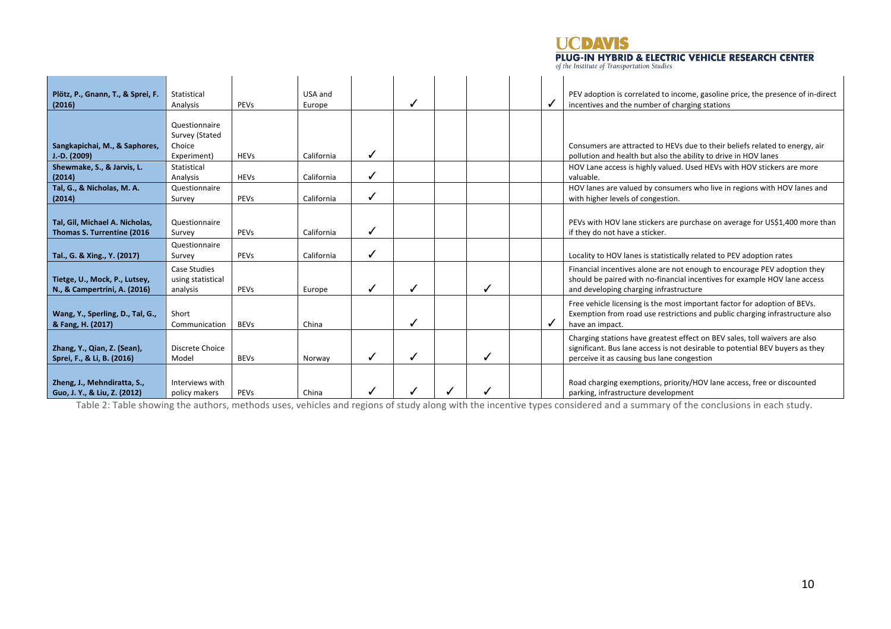| | | | | | | | | | | |
|---|---|---|---|---|---|---|---|---|---|---|
| **Plötz, P., Gnann, T., & Sprei, F. (2016)** | Statistical Analysis | PEVs | USA and Europe | | ✓ | | | | ✓ | PEV adoption is correlated to income, gasoline price, the presence of in-direct incentives and the number of charging stations |
| **Sangkapichai, M., & Saphores, J.-D. (2009)** | Questionnaire Survey (Stated Choice Experiment) | HEVs | California | ✓ | | | | | | Consumers are attracted to HEVs due to their beliefs related to energy, air pollution and health but also the ability to drive in HOV lanes |
| **Shewmake, S., & Jarvis, L. (2014)** | Statistical Analysis | HEVs | California | ✓ | | | | | | HOV Lane access is highly valued. Used HEVs with HOV stickers are more valuable. |
| **Tal, G., & Nicholas, M. A. (2014)** | Questionnaire Survey | PEVs | California | ✓ | | | | | | HOV lanes are valued by consumers who live in regions with HOV lanes and with higher levels of congestion. |
| **Tal, Gil, Michael A. Nicholas, Thomas S. Turrentine (2016** | Questionnaire Survey | PEVs | California | ✓ | | | | | | PEVs with HOV lane stickers are purchase on average for US$1,400 more than if they do not have a sticker. |
| **Tal., G. & Xing., Y. (2017)** | Questionnaire Survey | PEVs | California | ✓ | | | | | | Locality to HOV lanes is statistically related to PEV adoption rates |
| **Tietge, U., Mock, P., Lutsey, N., & Campertrini, A. (2016)** | Case Studies using statistical analysis | PEVs | Europe | ✓ | ✓ | | ✓ | | | Financial incentives alone are not enough to encourage PEV adoption they should be paired with no-financial incentives for example HOV lane access and developing charging infrastructure |
| **Wang, Y., Sperling, D., Tal, G., & Fang, H. (2017)** | Short Communication | BEVs | China | | ✓ | | | | ✓ | Free vehicle licensing is the most important factor for adoption of BEVs. Exemption from road use restrictions and public charging infrastructure also have an impact. |
| **Zhang, Y., Qian, Z. (Sean), Sprei, F., & Li, B. (2016)** | Discrete Choice Model | BEVs | Norway | ✓ | ✓ | | ✓ | | | Charging stations have greatest effect on BEV sales, toll waivers are also significant. Bus lane access is not desirable to potential BEV buyers as they perceive it as causing bus lane congestion |
| **Zheng, J., Mehndiratta, S., Guo, J. Y., & Liu, Z. (2012)** | Interviews with policy makers | PEVs | China | ✓ | ✓ | ✓ | ✓ | | | Road charging exemptions, priority/HOV lane access, free or discounted parking, infrastructure development |

Table 2: Table showing the authors, methods uses, vehicles and regions of study along with the incentive types considered and a summary of the conclusions in each study.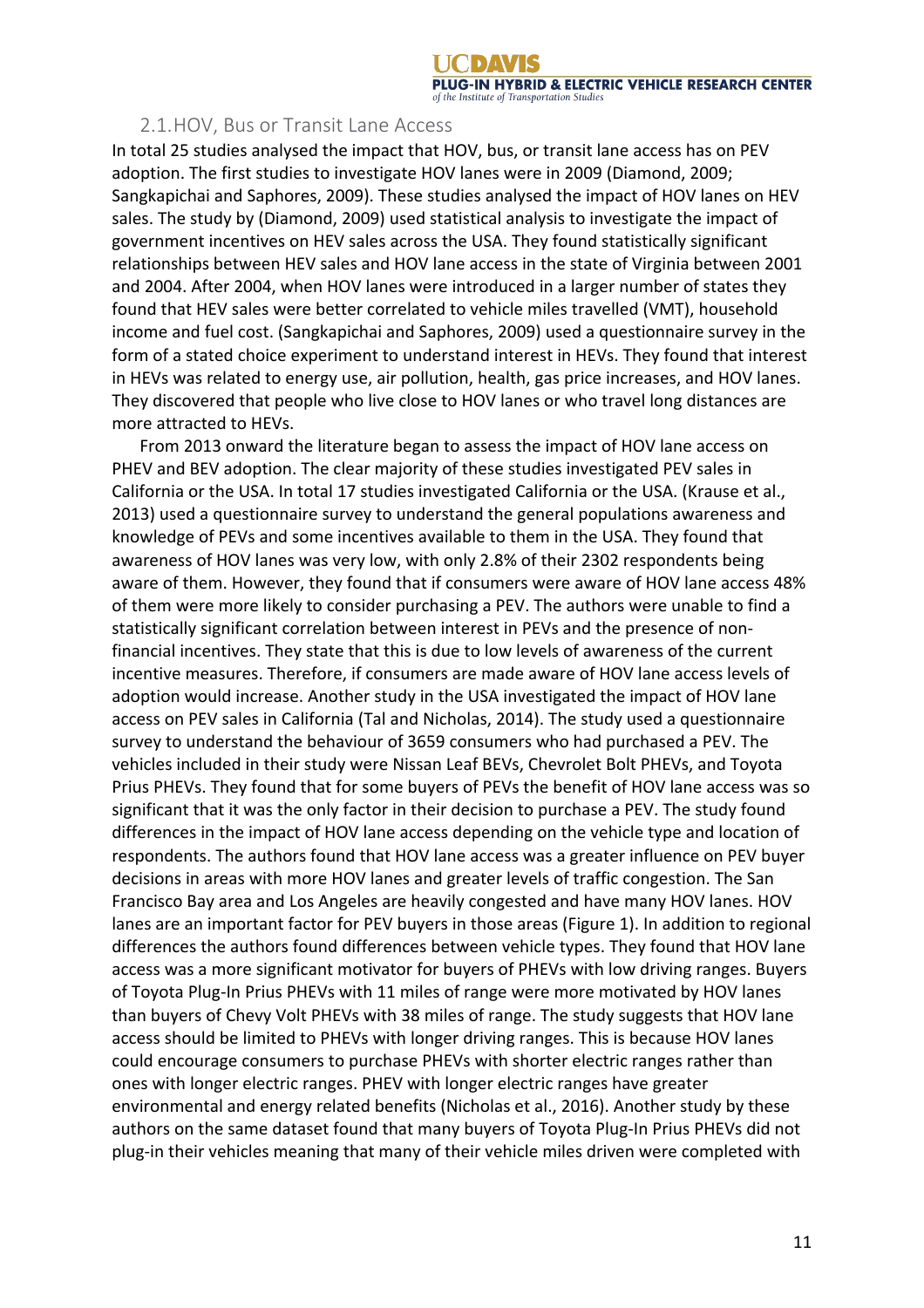## 2.1. HOV, Bus or Transit Lane Access

In total 25 studies analysed the impact that HOV, bus, or transit lane access has on PEV adoption. The first studies to investigate HOV lanes were in 2009 (Diamond, 2009; Sangkapichai and Saphores, 2009). These studies analysed the impact of HOV lanes on HEV sales. The study by (Diamond, 2009) used statistical analysis to investigate the impact of government incentives on HEV sales across the USA. They found statistically significant relationships between HEV sales and HOV lane access in the state of Virginia between 2001 and 2004. After 2004, when HOV lanes were introduced in a larger number of states they found that HEV sales were better correlated to vehicle miles travelled (VMT), household income and fuel cost. (Sangkapichai and Saphores, 2009) used a questionnaire survey in the form of a stated choice experiment to understand interest in HEVs. They found that interest in HEVs was related to energy use, air pollution, health, gas price increases, and HOV lanes. They discovered that people who live close to HOV lanes or who travel long distances are more attracted to HEVs.

From 2013 onward the literature began to assess the impact of HOV lane access on PHEV and BEV adoption. The clear majority of these studies investigated PEV sales in California or the USA. In total 17 studies investigated California or the USA. (Krause et al., 2013) used a questionnaire survey to understand the general populations awareness and knowledge of PEVs and some incentives available to them in the USA. They found that awareness of HOV lanes was very low, with only 2.8% of their 2302 respondents being aware of them. However, they found that if consumers were aware of HOV lane access 48% of them were more likely to consider purchasing a PEV. The authors were unable to find a statistically significant correlation between interest in PEVs and the presence of non-financial incentives. They state that this is due to low levels of awareness of the current incentive measures. Therefore, if consumers are made aware of HOV lane access levels of adoption would increase. Another study in the USA investigated the impact of HOV lane access on PEV sales in California (Tal and Nicholas, 2014). The study used a questionnaire survey to understand the behaviour of 3659 consumers who had purchased a PEV. The vehicles included in their study were Nissan Leaf BEVs, Chevrolet Bolt PHEVs, and Toyota Prius PHEVs. They found that for some buyers of PEVs the benefit of HOV lane access was so significant that it was the only factor in their decision to purchase a PEV. The study found differences in the impact of HOV lane access depending on the vehicle type and location of respondents. The authors found that HOV lane access was a greater influence on PEV buyer decisions in areas with more HOV lanes and greater levels of traffic congestion. The San Francisco Bay area and Los Angeles are heavily congested and have many HOV lanes. HOV lanes are an important factor for PEV buyers in those areas (Figure 1). In addition to regional differences the authors found differences between vehicle types. They found that HOV lane access was a more significant motivator for buyers of PHEVs with low driving ranges. Buyers of Toyota Plug-In Prius PHEVs with 11 miles of range were more motivated by HOV lanes than buyers of Chevy Volt PHEVs with 38 miles of range. The study suggests that HOV lane access should be limited to PHEVs with longer driving ranges. This is because HOV lanes could encourage consumers to purchase PHEVs with shorter electric ranges rather than ones with longer electric ranges. PHEV with longer electric ranges have greater environmental and energy related benefits (Nicholas et al., 2016). Another study by these authors on the same dataset found that many buyers of Toyota Plug-In Prius PHEVs did not plug-in their vehicles meaning that many of their vehicle miles driven were completed with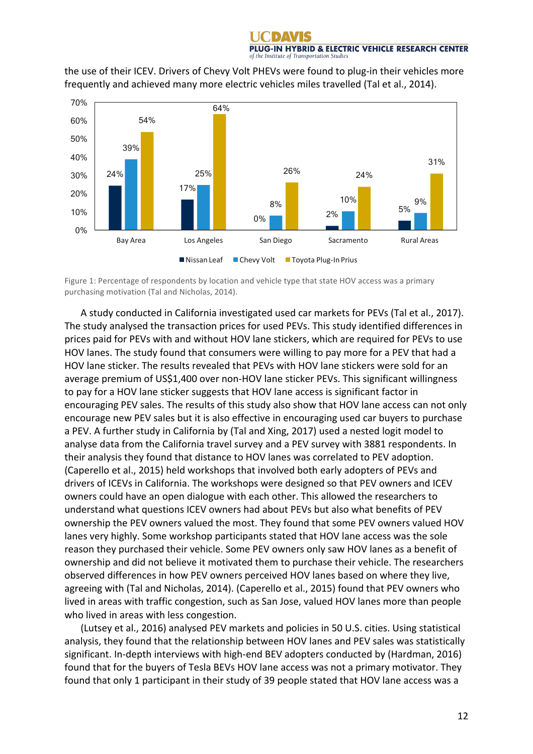the use of their ICEV. Drivers of Chevy Volt PHEVs were found to plug-in their vehicles more frequently and achieved many more electric vehicles miles travelled (Tal et al., 2014).

| | Bay Area | Los Angeles | San Diego | Sacramento | Rural Areas |
|---|---|---|---|---|---|
| Nissan Leaf | 24% | 17% | 0% | 2% | 5% |
| Chevy Volt | 39% | 25% | 8% | 10% | 9% |
| Toyota Plug-In Prius | 54% | 64% | 26% | 24% | 31% |

Figure 1: Percentage of respondents by location and vehicle type that state HOV access was a primary purchasing motivation (Tal and Nicholas, 2014).

A study conducted in California investigated used car markets for PEVs (Tal et al., 2017). The study analysed the transaction prices for used PEVs. This study identified differences in prices paid for PEVs with and without HOV lane stickers, which are required for PEVs to use HOV lanes. The study found that consumers were willing to pay more for a PEV that had a HOV lane sticker. The results revealed that PEVs with HOV lane stickers were sold for an average premium of US$1,400 over non-HOV lane sticker PEVs. This significant willingness to pay for a HOV lane sticker suggests that HOV lane access is significant factor in encouraging PEV sales. The results of this study also show that HOV lane access can not only encourage new PEV sales but it is also effective in encouraging used car buyers to purchase a PEV. A further study in California by (Tal and Xing, 2017) used a nested logit model to analyse data from the California travel survey and a PEV survey with 3881 respondents. In their analysis they found that distance to HOV lanes was correlated to PEV adoption. (Caperello et al., 2015) held workshops that involved both early adopters of PEVs and drivers of ICEVs in California. The workshops were designed so that PEV owners and ICEV owners could have an open dialogue with each other. This allowed the researchers to understand what questions ICEV owners had about PEVs but also what benefits of PEV ownership the PEV owners valued the most. They found that some PEV owners valued HOV lanes very highly. Some workshop participants stated that HOV lane access was the sole reason they purchased their vehicle. Some PEV owners only saw HOV lanes as a benefit of ownership and did not believe it motivated them to purchase their vehicle. The researchers observed differences in how PEV owners perceived HOV lanes based on where they live, agreeing with (Tal and Nicholas, 2014). (Caperello et al., 2015) found that PEV owners who lived in areas with traffic congestion, such as San Jose, valued HOV lanes more than people who lived in areas with less congestion.

(Lutsey et al., 2016) analysed PEV markets and policies in 50 U.S. cities. Using statistical analysis, they found that the relationship between HOV lanes and PEV sales was statistically significant. In-depth interviews with high-end BEV adopters conducted by (Hardman, 2016) found that for the buyers of Tesla BEVs HOV lane access was not a primary motivator. They found that only 1 participant in their study of 39 people stated that HOV lane access was a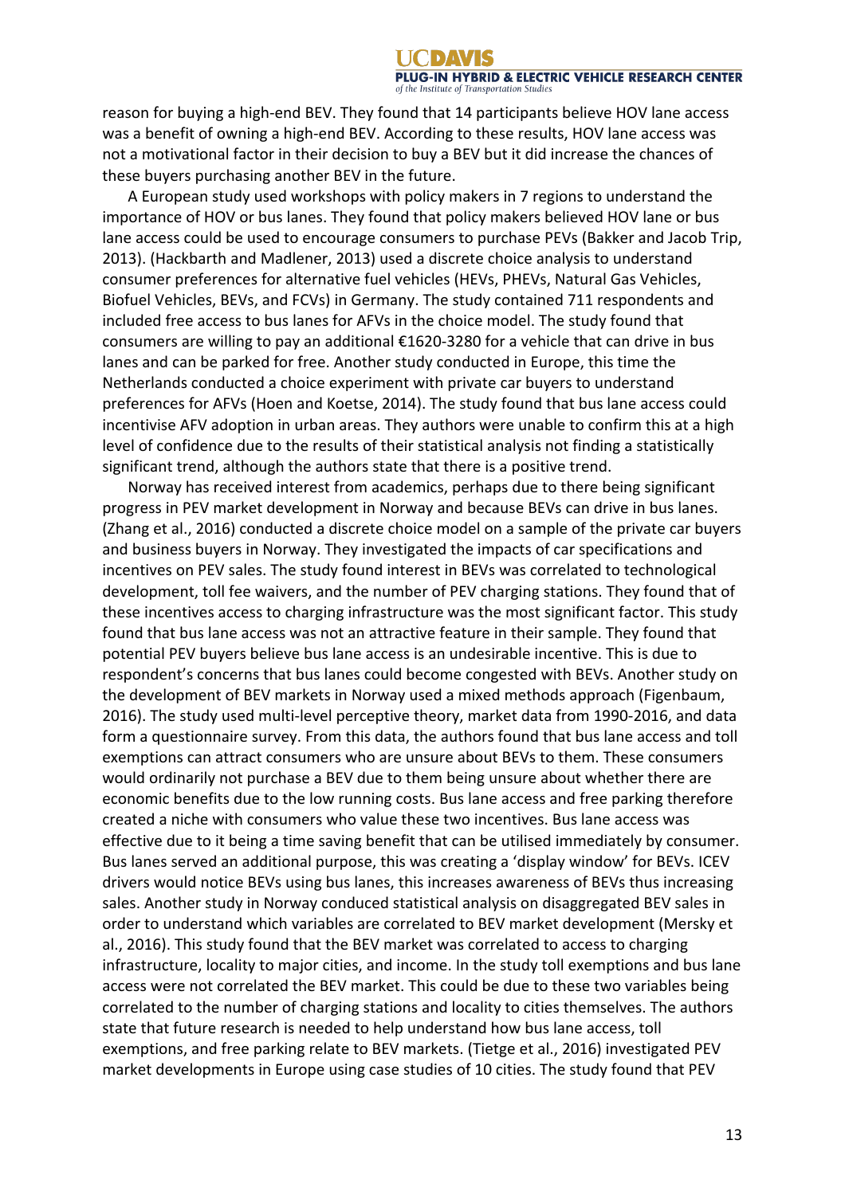reason for buying a high-end BEV. They found that 14 participants believe HOV lane access was a benefit of owning a high-end BEV. According to these results, HOV lane access was not a motivational factor in their decision to buy a BEV but it did increase the chances of these buyers purchasing another BEV in the future.

A European study used workshops with policy makers in 7 regions to understand the importance of HOV or bus lanes. They found that policy makers believed HOV lane or bus lane access could be used to encourage consumers to purchase PEVs (Bakker and Jacob Trip, 2013). (Hackbarth and Madlener, 2013) used a discrete choice analysis to understand consumer preferences for alternative fuel vehicles (HEVs, PHEVs, Natural Gas Vehicles, Biofuel Vehicles, BEVs, and FCVs) in Germany. The study contained 711 respondents and included free access to bus lanes for AFVs in the choice model. The study found that consumers are willing to pay an additional €1620-3280 for a vehicle that can drive in bus lanes and can be parked for free. Another study conducted in Europe, this time the Netherlands conducted a choice experiment with private car buyers to understand preferences for AFVs (Hoen and Koetse, 2014). The study found that bus lane access could incentivise AFV adoption in urban areas. They authors were unable to confirm this at a high level of confidence due to the results of their statistical analysis not finding a statistically significant trend, although the authors state that there is a positive trend.

Norway has received interest from academics, perhaps due to there being significant progress in PEV market development in Norway and because BEVs can drive in bus lanes. (Zhang et al., 2016) conducted a discrete choice model on a sample of the private car buyers and business buyers in Norway. They investigated the impacts of car specifications and incentives on PEV sales. The study found interest in BEVs was correlated to technological development, toll fee waivers, and the number of PEV charging stations. They found that of these incentives access to charging infrastructure was the most significant factor. This study found that bus lane access was not an attractive feature in their sample. They found that potential PEV buyers believe bus lane access is an undesirable incentive. This is due to respondent's concerns that bus lanes could become congested with BEVs. Another study on the development of BEV markets in Norway used a mixed methods approach (Figenbaum, 2016). The study used multi-level perceptive theory, market data from 1990-2016, and data form a questionnaire survey. From this data, the authors found that bus lane access and toll exemptions can attract consumers who are unsure about BEVs to them. These consumers would ordinarily not purchase a BEV due to them being unsure about whether there are economic benefits due to the low running costs. Bus lane access and free parking therefore created a niche with consumers who value these two incentives. Bus lane access was effective due to it being a time saving benefit that can be utilised immediately by consumer. Bus lanes served an additional purpose, this was creating a 'display window' for BEVs. ICEV drivers would notice BEVs using bus lanes, this increases awareness of BEVs thus increasing sales. Another study in Norway conduced statistical analysis on disaggregated BEV sales in order to understand which variables are correlated to BEV market development (Mersky et al., 2016). This study found that the BEV market was correlated to access to charging infrastructure, locality to major cities, and income. In the study toll exemptions and bus lane access were not correlated the BEV market. This could be due to these two variables being correlated to the number of charging stations and locality to cities themselves. The authors state that future research is needed to help understand how bus lane access, toll exemptions, and free parking relate to BEV markets. (Tietge et al., 2016) investigated PEV market developments in Europe using case studies of 10 cities. The study found that PEV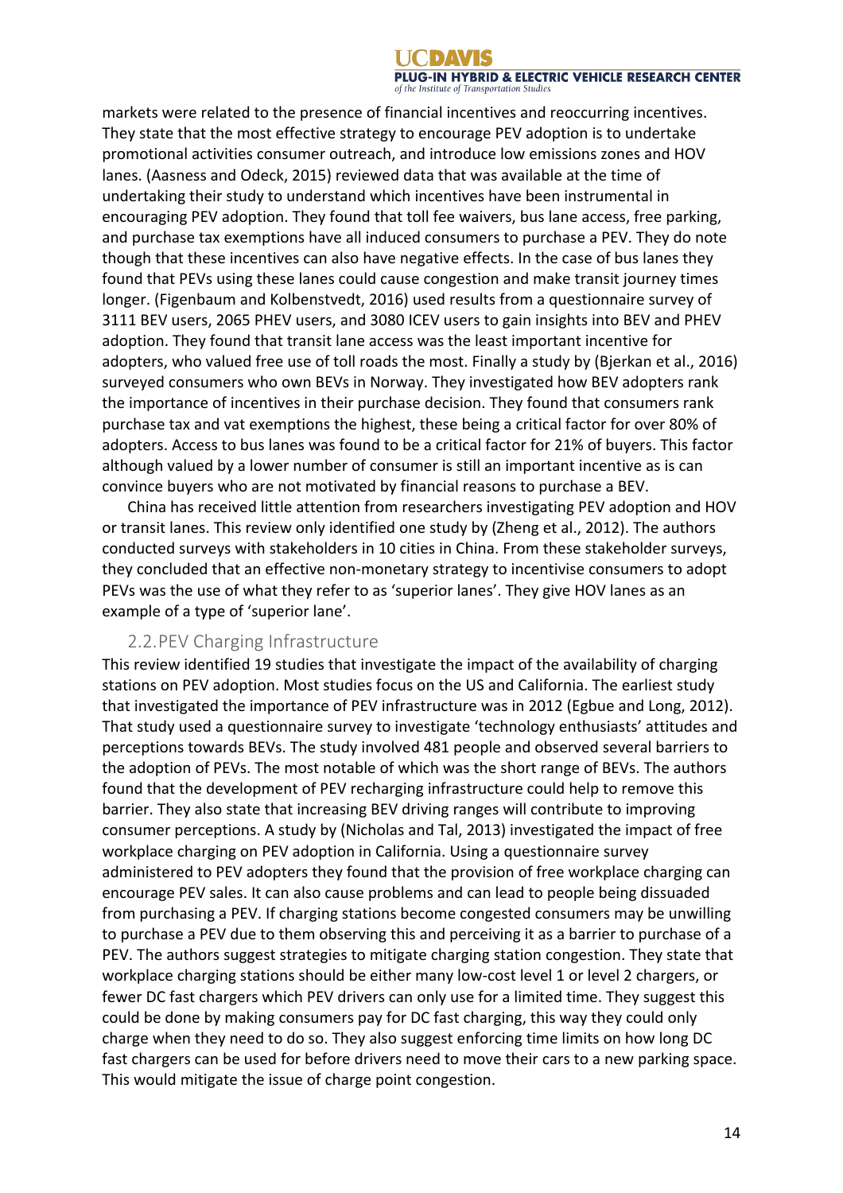markets were related to the presence of financial incentives and reoccurring incentives. They state that the most effective strategy to encourage PEV adoption is to undertake promotional activities consumer outreach, and introduce low emissions zones and HOV lanes. (Aasness and Odeck, 2015) reviewed data that was available at the time of undertaking their study to understand which incentives have been instrumental in encouraging PEV adoption. They found that toll fee waivers, bus lane access, free parking, and purchase tax exemptions have all induced consumers to purchase a PEV. They do note though that these incentives can also have negative effects. In the case of bus lanes they found that PEVs using these lanes could cause congestion and make transit journey times longer. (Figenbaum and Kolbenstvedt, 2016) used results from a questionnaire survey of 3111 BEV users, 2065 PHEV users, and 3080 ICEV users to gain insights into BEV and PHEV adoption. They found that transit lane access was the least important incentive for adopters, who valued free use of toll roads the most. Finally a study by (Bjerkan et al., 2016) surveyed consumers who own BEVs in Norway. They investigated how BEV adopters rank the importance of incentives in their purchase decision. They found that consumers rank purchase tax and vat exemptions the highest, these being a critical factor for over 80% of adopters. Access to bus lanes was found to be a critical factor for 21% of buyers. This factor although valued by a lower number of consumer is still an important incentive as is can convince buyers who are not motivated by financial reasons to purchase a BEV.

China has received little attention from researchers investigating PEV adoption and HOV or transit lanes. This review only identified one study by (Zheng et al., 2012). The authors conducted surveys with stakeholders in 10 cities in China. From these stakeholder surveys, they concluded that an effective non-monetary strategy to incentivise consumers to adopt PEVs was the use of what they refer to as 'superior lanes'. They give HOV lanes as an example of a type of 'superior lane'.

## 2.2. PEV Charging Infrastructure

This review identified 19 studies that investigate the impact of the availability of charging stations on PEV adoption. Most studies focus on the US and California. The earliest study that investigated the importance of PEV infrastructure was in 2012 (Egbue and Long, 2012). That study used a questionnaire survey to investigate 'technology enthusiasts' attitudes and perceptions towards BEVs. The study involved 481 people and observed several barriers to the adoption of PEVs. The most notable of which was the short range of BEVs. The authors found that the development of PEV recharging infrastructure could help to remove this barrier. They also state that increasing BEV driving ranges will contribute to improving consumer perceptions. A study by (Nicholas and Tal, 2013) investigated the impact of free workplace charging on PEV adoption in California. Using a questionnaire survey administered to PEV adopters they found that the provision of free workplace charging can encourage PEV sales. It can also cause problems and can lead to people being dissuaded from purchasing a PEV. If charging stations become congested consumers may be unwilling to purchase a PEV due to them observing this and perceiving it as a barrier to purchase of a PEV. The authors suggest strategies to mitigate charging station congestion. They state that workplace charging stations should be either many low-cost level 1 or level 2 chargers, or fewer DC fast chargers which PEV drivers can only use for a limited time. They suggest this could be done by making consumers pay for DC fast charging, this way they could only charge when they need to do so. They also suggest enforcing time limits on how long DC fast chargers can be used for before drivers need to move their cars to a new parking space. This would mitigate the issue of charge point congestion.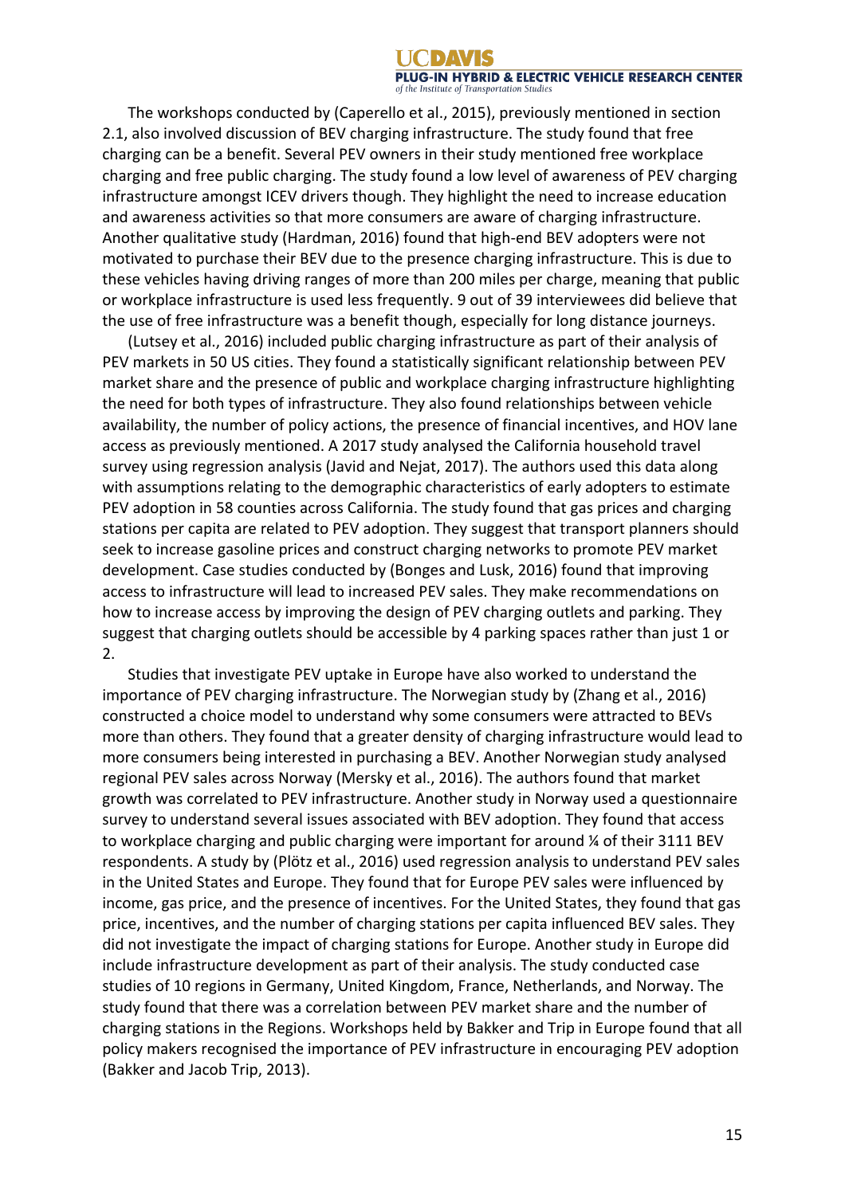The workshops conducted by (Caperello et al., 2015), previously mentioned in section 2.1, also involved discussion of BEV charging infrastructure. The study found that free charging can be a benefit. Several PEV owners in their study mentioned free workplace charging and free public charging. The study found a low level of awareness of PEV charging infrastructure amongst ICEV drivers though. They highlight the need to increase education and awareness activities so that more consumers are aware of charging infrastructure. Another qualitative study (Hardman, 2016) found that high-end BEV adopters were not motivated to purchase their BEV due to the presence charging infrastructure. This is due to these vehicles having driving ranges of more than 200 miles per charge, meaning that public or workplace infrastructure is used less frequently. 9 out of 39 interviewees did believe that the use of free infrastructure was a benefit though, especially for long distance journeys.

(Lutsey et al., 2016) included public charging infrastructure as part of their analysis of PEV markets in 50 US cities. They found a statistically significant relationship between PEV market share and the presence of public and workplace charging infrastructure highlighting the need for both types of infrastructure. They also found relationships between vehicle availability, the number of policy actions, the presence of financial incentives, and HOV lane access as previously mentioned. A 2017 study analysed the California household travel survey using regression analysis (Javid and Nejat, 2017). The authors used this data along with assumptions relating to the demographic characteristics of early adopters to estimate PEV adoption in 58 counties across California. The study found that gas prices and charging stations per capita are related to PEV adoption. They suggest that transport planners should seek to increase gasoline prices and construct charging networks to promote PEV market development. Case studies conducted by (Bonges and Lusk, 2016) found that improving access to infrastructure will lead to increased PEV sales. They make recommendations on how to increase access by improving the design of PEV charging outlets and parking. They suggest that charging outlets should be accessible by 4 parking spaces rather than just 1 or 2.

Studies that investigate PEV uptake in Europe have also worked to understand the importance of PEV charging infrastructure. The Norwegian study by (Zhang et al., 2016) constructed a choice model to understand why some consumers were attracted to BEVs more than others. They found that a greater density of charging infrastructure would lead to more consumers being interested in purchasing a BEV. Another Norwegian study analysed regional PEV sales across Norway (Mersky et al., 2016). The authors found that market growth was correlated to PEV infrastructure. Another study in Norway used a questionnaire survey to understand several issues associated with BEV adoption. They found that access to workplace charging and public charging were important for around ¼ of their 3111 BEV respondents. A study by (Plötz et al., 2016) used regression analysis to understand PEV sales in the United States and Europe. They found that for Europe PEV sales were influenced by income, gas price, and the presence of incentives. For the United States, they found that gas price, incentives, and the number of charging stations per capita influenced BEV sales. They did not investigate the impact of charging stations for Europe. Another study in Europe did include infrastructure development as part of their analysis. The study conducted case studies of 10 regions in Germany, United Kingdom, France, Netherlands, and Norway. The study found that there was a correlation between PEV market share and the number of charging stations in the Regions. Workshops held by Bakker and Trip in Europe found that all policy makers recognised the importance of PEV infrastructure in encouraging PEV adoption (Bakker and Jacob Trip, 2013).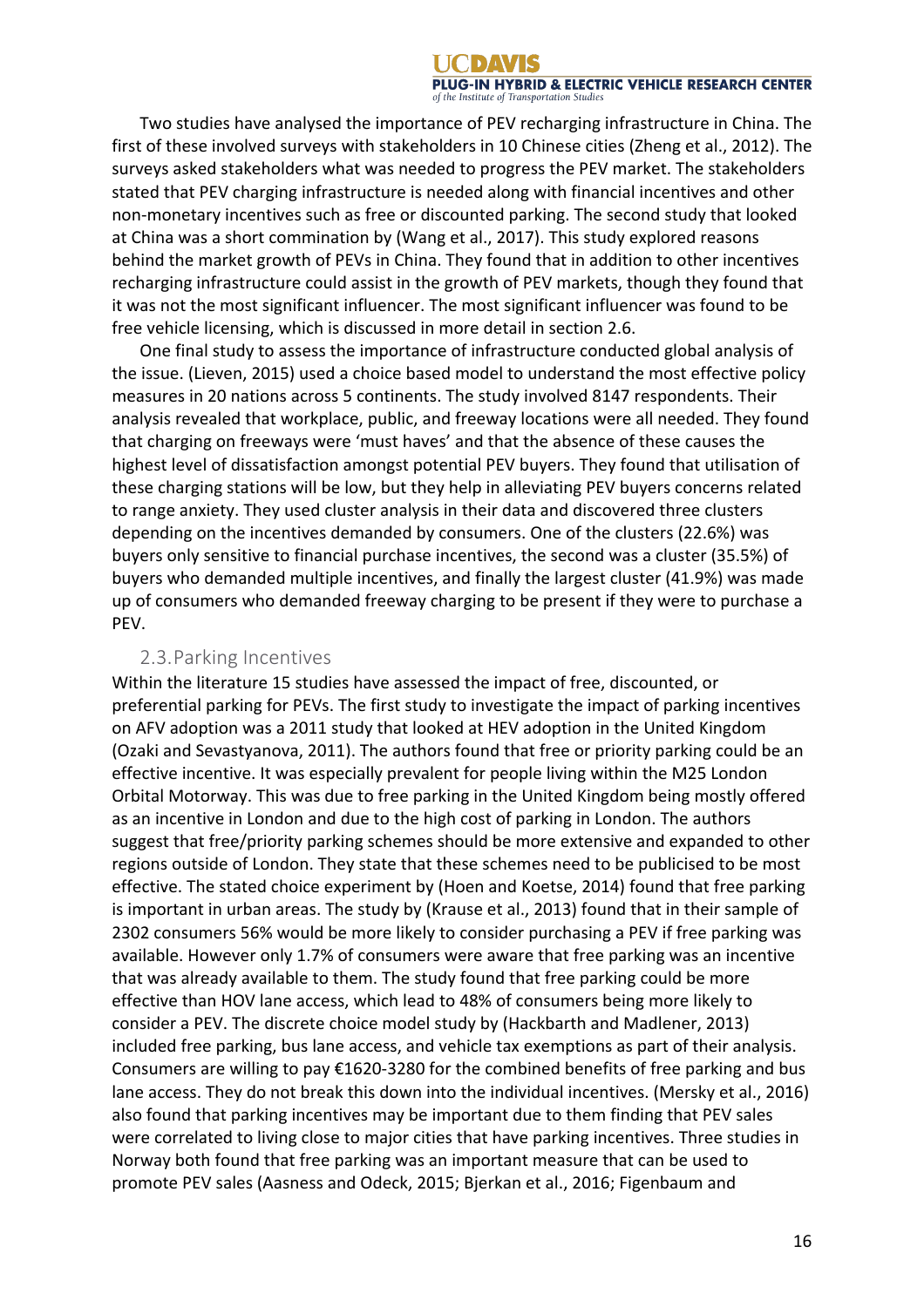Two studies have analysed the importance of PEV recharging infrastructure in China. The first of these involved surveys with stakeholders in 10 Chinese cities (Zheng et al., 2012). The surveys asked stakeholders what was needed to progress the PEV market. The stakeholders stated that PEV charging infrastructure is needed along with financial incentives and other non-monetary incentives such as free or discounted parking. The second study that looked at China was a short commination by (Wang et al., 2017). This study explored reasons behind the market growth of PEVs in China. They found that in addition to other incentives recharging infrastructure could assist in the growth of PEV markets, though they found that it was not the most significant influencer. The most significant influencer was found to be free vehicle licensing, which is discussed in more detail in section 2.6.

One final study to assess the importance of infrastructure conducted global analysis of the issue. (Lieven, 2015) used a choice based model to understand the most effective policy measures in 20 nations across 5 continents. The study involved 8147 respondents. Their analysis revealed that workplace, public, and freeway locations were all needed. They found that charging on freeways were 'must haves' and that the absence of these causes the highest level of dissatisfaction amongst potential PEV buyers. They found that utilisation of these charging stations will be low, but they help in alleviating PEV buyers concerns related to range anxiety. They used cluster analysis in their data and discovered three clusters depending on the incentives demanded by consumers. One of the clusters (22.6%) was buyers only sensitive to financial purchase incentives, the second was a cluster (35.5%) of buyers who demanded multiple incentives, and finally the largest cluster (41.9%) was made up of consumers who demanded freeway charging to be present if they were to purchase a PEV.

## 2.3. Parking Incentives

Within the literature 15 studies have assessed the impact of free, discounted, or preferential parking for PEVs. The first study to investigate the impact of parking incentives on AFV adoption was a 2011 study that looked at HEV adoption in the United Kingdom (Ozaki and Sevastyanova, 2011). The authors found that free or priority parking could be an effective incentive. It was especially prevalent for people living within the M25 London Orbital Motorway. This was due to free parking in the United Kingdom being mostly offered as an incentive in London and due to the high cost of parking in London. The authors suggest that free/priority parking schemes should be more extensive and expanded to other regions outside of London. They state that these schemes need to be publicised to be most effective. The stated choice experiment by (Hoen and Koetse, 2014) found that free parking is important in urban areas. The study by (Krause et al., 2013) found that in their sample of 2302 consumers 56% would be more likely to consider purchasing a PEV if free parking was available. However only 1.7% of consumers were aware that free parking was an incentive that was already available to them. The study found that free parking could be more effective than HOV lane access, which lead to 48% of consumers being more likely to consider a PEV. The discrete choice model study by (Hackbarth and Madlener, 2013) included free parking, bus lane access, and vehicle tax exemptions as part of their analysis. Consumers are willing to pay €1620-3280 for the combined benefits of free parking and bus lane access. They do not break this down into the individual incentives. (Mersky et al., 2016) also found that parking incentives may be important due to them finding that PEV sales were correlated to living close to major cities that have parking incentives. Three studies in Norway both found that free parking was an important measure that can be used to promote PEV sales (Aasness and Odeck, 2015; Bjerkan et al., 2016; Figenbaum and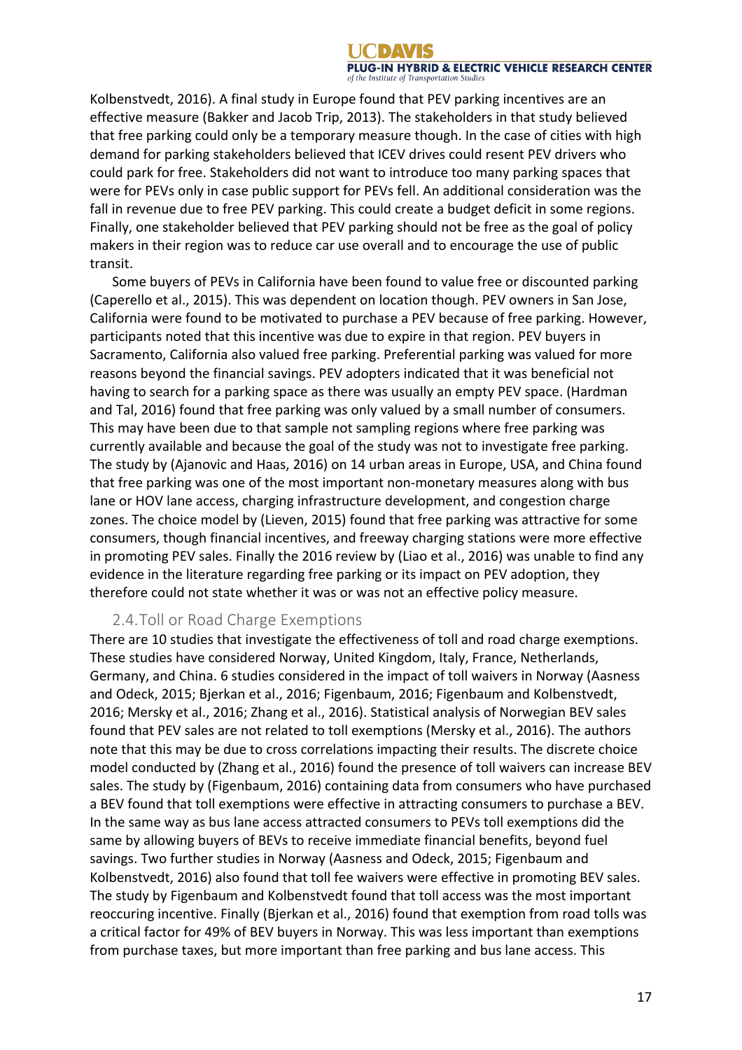Kolbenstvedt, 2016). A final study in Europe found that PEV parking incentives are an effective measure (Bakker and Jacob Trip, 2013). The stakeholders in that study believed that free parking could only be a temporary measure though. In the case of cities with high demand for parking stakeholders believed that ICEV drives could resent PEV drivers who could park for free. Stakeholders did not want to introduce too many parking spaces that were for PEVs only in case public support for PEVs fell. An additional consideration was the fall in revenue due to free PEV parking. This could create a budget deficit in some regions. Finally, one stakeholder believed that PEV parking should not be free as the goal of policy makers in their region was to reduce car use overall and to encourage the use of public transit.

Some buyers of PEVs in California have been found to value free or discounted parking (Caperello et al., 2015). This was dependent on location though. PEV owners in San Jose, California were found to be motivated to purchase a PEV because of free parking. However, participants noted that this incentive was due to expire in that region. PEV buyers in Sacramento, California also valued free parking. Preferential parking was valued for more reasons beyond the financial savings. PEV adopters indicated that it was beneficial not having to search for a parking space as there was usually an empty PEV space. (Hardman and Tal, 2016) found that free parking was only valued by a small number of consumers. This may have been due to that sample not sampling regions where free parking was currently available and because the goal of the study was not to investigate free parking. The study by (Ajanovic and Haas, 2016) on 14 urban areas in Europe, USA, and China found that free parking was one of the most important non-monetary measures along with bus lane or HOV lane access, charging infrastructure development, and congestion charge zones. The choice model by (Lieven, 2015) found that free parking was attractive for some consumers, though financial incentives, and freeway charging stations were more effective in promoting PEV sales. Finally the 2016 review by (Liao et al., 2016) was unable to find any evidence in the literature regarding free parking or its impact on PEV adoption, they therefore could not state whether it was or was not an effective policy measure.

## 2.4. Toll or Road Charge Exemptions

There are 10 studies that investigate the effectiveness of toll and road charge exemptions. These studies have considered Norway, United Kingdom, Italy, France, Netherlands, Germany, and China. 6 studies considered in the impact of toll waivers in Norway (Aasness and Odeck, 2015; Bjerkan et al., 2016; Figenbaum, 2016; Figenbaum and Kolbenstvedt, 2016; Mersky et al., 2016; Zhang et al., 2016). Statistical analysis of Norwegian BEV sales found that PEV sales are not related to toll exemptions (Mersky et al., 2016). The authors note that this may be due to cross correlations impacting their results. The discrete choice model conducted by (Zhang et al., 2016) found the presence of toll waivers can increase BEV sales. The study by (Figenbaum, 2016) containing data from consumers who have purchased a BEV found that toll exemptions were effective in attracting consumers to purchase a BEV. In the same way as bus lane access attracted consumers to PEVs toll exemptions did the same by allowing buyers of BEVs to receive immediate financial benefits, beyond fuel savings. Two further studies in Norway (Aasness and Odeck, 2015; Figenbaum and Kolbenstvedt, 2016) also found that toll fee waivers were effective in promoting BEV sales. The study by Figenbaum and Kolbenstvedt found that toll access was the most important reoccuring incentive. Finally (Bjerkan et al., 2016) found that exemption from road tolls was a critical factor for 49% of BEV buyers in Norway. This was less important than exemptions from purchase taxes, but more important than free parking and bus lane access. This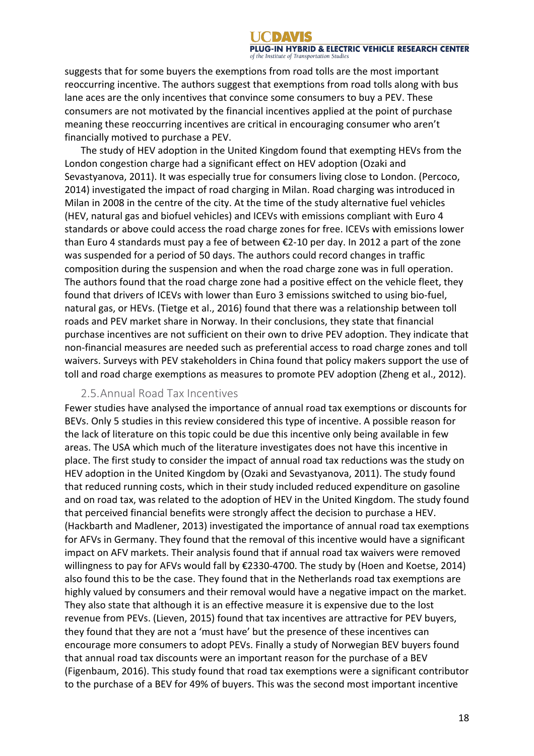suggests that for some buyers the exemptions from road tolls are the most important reoccurring incentive. The authors suggest that exemptions from road tolls along with bus lane aces are the only incentives that convince some consumers to buy a PEV. These consumers are not motivated by the financial incentives applied at the point of purchase meaning these reoccurring incentives are critical in encouraging consumer who aren't financially motived to purchase a PEV.

The study of HEV adoption in the United Kingdom found that exempting HEVs from the London congestion charge had a significant effect on HEV adoption (Ozaki and Sevastyanova, 2011). It was especially true for consumers living close to London. (Percoco, 2014) investigated the impact of road charging in Milan. Road charging was introduced in Milan in 2008 in the centre of the city. At the time of the study alternative fuel vehicles (HEV, natural gas and biofuel vehicles) and ICEVs with emissions compliant with Euro 4 standards or above could access the road charge zones for free. ICEVs with emissions lower than Euro 4 standards must pay a fee of between €2-10 per day. In 2012 a part of the zone was suspended for a period of 50 days. The authors could record changes in traffic composition during the suspension and when the road charge zone was in full operation. The authors found that the road charge zone had a positive effect on the vehicle fleet, they found that drivers of ICEVs with lower than Euro 3 emissions switched to using bio-fuel, natural gas, or HEVs. (Tietge et al., 2016) found that there was a relationship between toll roads and PEV market share in Norway. In their conclusions, they state that financial purchase incentives are not sufficient on their own to drive PEV adoption. They indicate that non-financial measures are needed such as preferential access to road charge zones and toll waivers. Surveys with PEV stakeholders in China found that policy makers support the use of toll and road charge exemptions as measures to promote PEV adoption (Zheng et al., 2012).

## 2.5. Annual Road Tax Incentives

Fewer studies have analysed the importance of annual road tax exemptions or discounts for BEVs. Only 5 studies in this review considered this type of incentive. A possible reason for the lack of literature on this topic could be due this incentive only being available in few areas. The USA which much of the literature investigates does not have this incentive in place. The first study to consider the impact of annual road tax reductions was the study on HEV adoption in the United Kingdom by (Ozaki and Sevastyanova, 2011). The study found that reduced running costs, which in their study included reduced expenditure on gasoline and on road tax, was related to the adoption of HEV in the United Kingdom. The study found that perceived financial benefits were strongly affect the decision to purchase a HEV. (Hackbarth and Madlener, 2013) investigated the importance of annual road tax exemptions for AFVs in Germany. They found that the removal of this incentive would have a significant impact on AFV markets. Their analysis found that if annual road tax waivers were removed willingness to pay for AFVs would fall by €2330-4700. The study by (Hoen and Koetse, 2014) also found this to be the case. They found that in the Netherlands road tax exemptions are highly valued by consumers and their removal would have a negative impact on the market. They also state that although it is an effective measure it is expensive due to the lost revenue from PEVs. (Lieven, 2015) found that tax incentives are attractive for PEV buyers, they found that they are not a 'must have' but the presence of these incentives can encourage more consumers to adopt PEVs. Finally a study of Norwegian BEV buyers found that annual road tax discounts were an important reason for the purchase of a BEV (Figenbaum, 2016). This study found that road tax exemptions were a significant contributor to the purchase of a BEV for 49% of buyers. This was the second most important incentive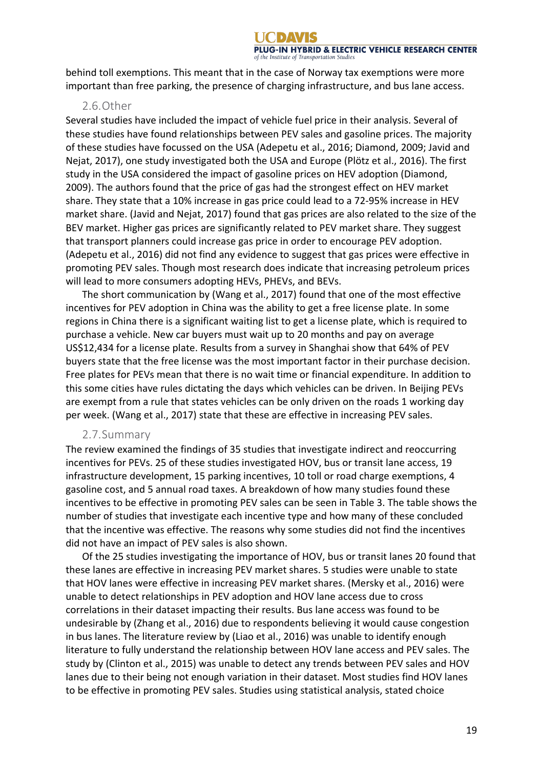behind toll exemptions. This meant that in the case of Norway tax exemptions were more important than free parking, the presence of charging infrastructure, and bus lane access.

## 2.6. Other

Several studies have included the impact of vehicle fuel price in their analysis. Several of these studies have found relationships between PEV sales and gasoline prices. The majority of these studies have focussed on the USA (Adepetu et al., 2016; Diamond, 2009; Javid and Nejat, 2017), one study investigated both the USA and Europe (Plötz et al., 2016). The first study in the USA considered the impact of gasoline prices on HEV adoption (Diamond, 2009). The authors found that the price of gas had the strongest effect on HEV market share. They state that a 10% increase in gas price could lead to a 72-95% increase in HEV market share. (Javid and Nejat, 2017) found that gas prices are also related to the size of the BEV market. Higher gas prices are significantly related to PEV market share. They suggest that transport planners could increase gas price in order to encourage PEV adoption. (Adepetu et al., 2016) did not find any evidence to suggest that gas prices were effective in promoting PEV sales. Though most research does indicate that increasing petroleum prices will lead to more consumers adopting HEVs, PHEVs, and BEVs.

The short communication by (Wang et al., 2017) found that one of the most effective incentives for PEV adoption in China was the ability to get a free license plate. In some regions in China there is a significant waiting list to get a license plate, which is required to purchase a vehicle. New car buyers must wait up to 20 months and pay on average US$12,434 for a license plate. Results from a survey in Shanghai show that 64% of PEV buyers state that the free license was the most important factor in their purchase decision. Free plates for PEVs mean that there is no wait time or financial expenditure. In addition to this some cities have rules dictating the days which vehicles can be driven. In Beijing PEVs are exempt from a rule that states vehicles can be only driven on the roads 1 working day per week. (Wang et al., 2017) state that these are effective in increasing PEV sales.

## 2.7. Summary

The review examined the findings of 35 studies that investigate indirect and reoccurring incentives for PEVs. 25 of these studies investigated HOV, bus or transit lane access, 19 infrastructure development, 15 parking incentives, 10 toll or road charge exemptions, 4 gasoline cost, and 5 annual road taxes. A breakdown of how many studies found these incentives to be effective in promoting PEV sales can be seen in Table 3. The table shows the number of studies that investigate each incentive type and how many of these concluded that the incentive was effective. The reasons why some studies did not find the incentives did not have an impact of PEV sales is also shown.

Of the 25 studies investigating the importance of HOV, bus or transit lanes 20 found that these lanes are effective in increasing PEV market shares. 5 studies were unable to state that HOV lanes were effective in increasing PEV market shares. (Mersky et al., 2016) were unable to detect relationships in PEV adoption and HOV lane access due to cross correlations in their dataset impacting their results. Bus lane access was found to be undesirable by (Zhang et al., 2016) due to respondents believing it would cause congestion in bus lanes. The literature review by (Liao et al., 2016) was unable to identify enough literature to fully understand the relationship between HOV lane access and PEV sales. The study by (Clinton et al., 2015) was unable to detect any trends between PEV sales and HOV lanes due to their being not enough variation in their dataset. Most studies find HOV lanes to be effective in promoting PEV sales. Studies using statistical analysis, stated choice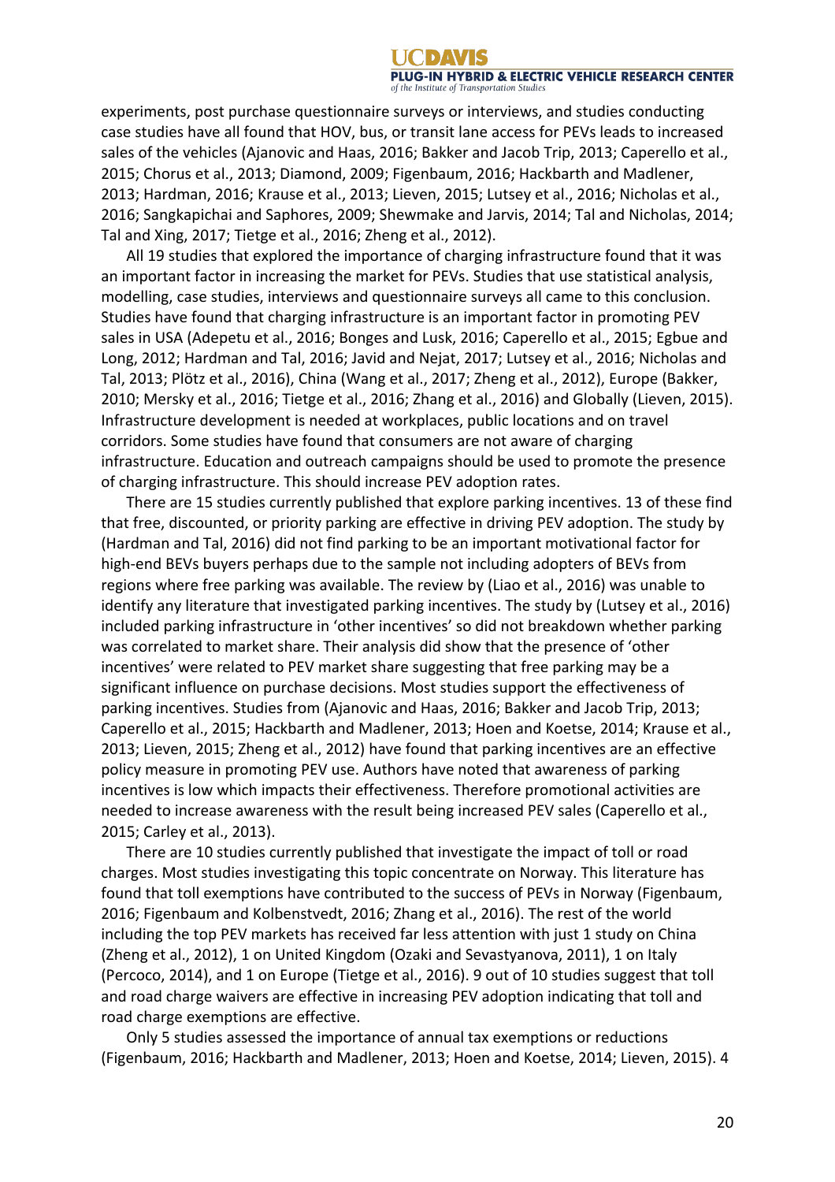experiments, post purchase questionnaire surveys or interviews, and studies conducting case studies have all found that HOV, bus, or transit lane access for PEVs leads to increased sales of the vehicles (Ajanovic and Haas, 2016; Bakker and Jacob Trip, 2013; Caperello et al., 2015; Chorus et al., 2013; Diamond, 2009; Figenbaum, 2016; Hackbarth and Madlener, 2013; Hardman, 2016; Krause et al., 2013; Lieven, 2015; Lutsey et al., 2016; Nicholas et al., 2016; Sangkapichai and Saphores, 2009; Shewmake and Jarvis, 2014; Tal and Nicholas, 2014; Tal and Xing, 2017; Tietge et al., 2016; Zheng et al., 2012).

All 19 studies that explored the importance of charging infrastructure found that it was an important factor in increasing the market for PEVs. Studies that use statistical analysis, modelling, case studies, interviews and questionnaire surveys all came to this conclusion. Studies have found that charging infrastructure is an important factor in promoting PEV sales in USA (Adepetu et al., 2016; Bonges and Lusk, 2016; Caperello et al., 2015; Egbue and Long, 2012; Hardman and Tal, 2016; Javid and Nejat, 2017; Lutsey et al., 2016; Nicholas and Tal, 2013; Plötz et al., 2016), China (Wang et al., 2017; Zheng et al., 2012), Europe (Bakker, 2010; Mersky et al., 2016; Tietge et al., 2016; Zhang et al., 2016) and Globally (Lieven, 2015). Infrastructure development is needed at workplaces, public locations and on travel corridors. Some studies have found that consumers are not aware of charging infrastructure. Education and outreach campaigns should be used to promote the presence of charging infrastructure. This should increase PEV adoption rates.

There are 15 studies currently published that explore parking incentives. 13 of these find that free, discounted, or priority parking are effective in driving PEV adoption. The study by (Hardman and Tal, 2016) did not find parking to be an important motivational factor for high-end BEVs buyers perhaps due to the sample not including adopters of BEVs from regions where free parking was available. The review by (Liao et al., 2016) was unable to identify any literature that investigated parking incentives. The study by (Lutsey et al., 2016) included parking infrastructure in 'other incentives' so did not breakdown whether parking was correlated to market share. Their analysis did show that the presence of 'other incentives' were related to PEV market share suggesting that free parking may be a significant influence on purchase decisions. Most studies support the effectiveness of parking incentives. Studies from (Ajanovic and Haas, 2016; Bakker and Jacob Trip, 2013; Caperello et al., 2015; Hackbarth and Madlener, 2013; Hoen and Koetse, 2014; Krause et al., 2013; Lieven, 2015; Zheng et al., 2012) have found that parking incentives are an effective policy measure in promoting PEV use. Authors have noted that awareness of parking incentives is low which impacts their effectiveness. Therefore promotional activities are needed to increase awareness with the result being increased PEV sales (Caperello et al., 2015; Carley et al., 2013).

There are 10 studies currently published that investigate the impact of toll or road charges. Most studies investigating this topic concentrate on Norway. This literature has found that toll exemptions have contributed to the success of PEVs in Norway (Figenbaum, 2016; Figenbaum and Kolbenstvedt, 2016; Zhang et al., 2016). The rest of the world including the top PEV markets has received far less attention with just 1 study on China (Zheng et al., 2012), 1 on United Kingdom (Ozaki and Sevastyanova, 2011), 1 on Italy (Percoco, 2014), and 1 on Europe (Tietge et al., 2016). 9 out of 10 studies suggest that toll and road charge waivers are effective in increasing PEV adoption indicating that toll and road charge exemptions are effective.

Only 5 studies assessed the importance of annual tax exemptions or reductions (Figenbaum, 2016; Hackbarth and Madlener, 2013; Hoen and Koetse, 2014; Lieven, 2015). 4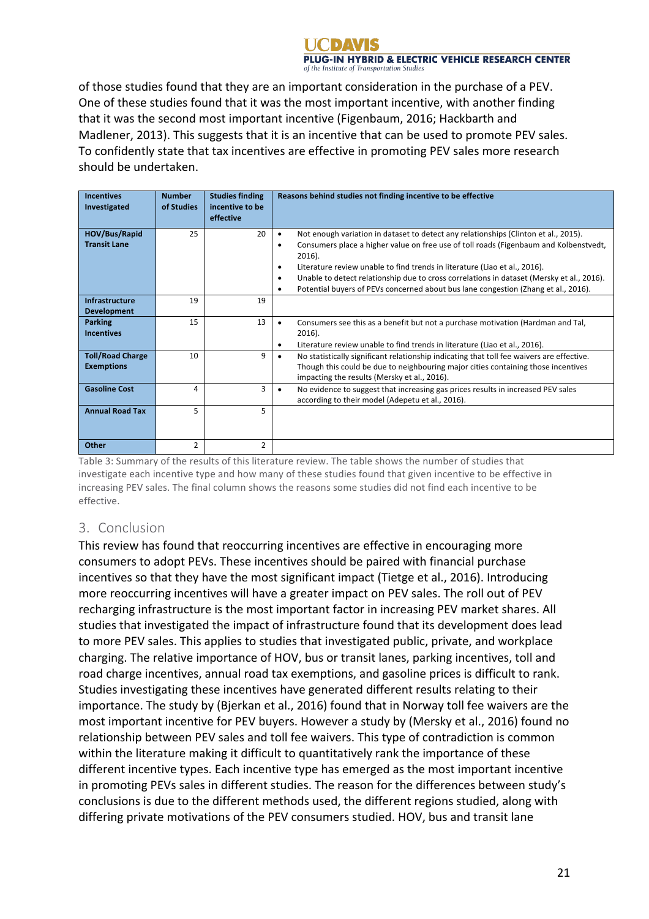of those studies found that they are an important consideration in the purchase of a PEV. One of these studies found that it was the most important incentive, with another finding that it was the second most important incentive (Figenbaum, 2016; Hackbarth and Madlener, 2013). This suggests that it is an incentive that can be used to promote PEV sales. To confidently state that tax incentives are effective in promoting PEV sales more research should be undertaken.

| Incentives Investigated | Number of Studies | Studies finding incentive to be effective | Reasons behind studies not finding incentive to be effective |
|---|---|---|---|
| HOV/Bus/Rapid Transit Lane | 25 | 20 | • Not enough variation in dataset to detect any relationships (Clinton et al., 2015).<br>• Consumers place a higher value on free use of toll roads (Figenbaum and Kolbenstvedt, 2016).<br>• Literature review unable to find trends in literature (Liao et al., 2016).<br>• Unable to detect relationship due to cross correlations in dataset (Mersky et al., 2016).<br>• Potential buyers of PEVs concerned about bus lane congestion (Zhang et al., 2016). |
| Infrastructure Development | 19 | 19 | |
| Parking Incentives | 15 | 13 | • Consumers see this as a benefit but not a purchase motivation (Hardman and Tal, 2016).<br>• Literature review unable to find trends in literature (Liao et al., 2016). |
| Toll/Road Charge Exemptions | 10 | 9 | • No statistically significant relationship indicating that toll fee waivers are effective. Though this could be due to neighbouring major cities containing those incentives impacting the results (Mersky et al., 2016). |
| Gasoline Cost | 4 | 3 | • No evidence to suggest that increasing gas prices results in increased PEV sales according to their model (Adepetu et al., 2016). |
| Annual Road Tax | 5 | 5 | |
| Other | 2 | 2 | |

Table 3: Summary of the results of this literature review. The table shows the number of studies that investigate each incentive type and how many of these studies found that given incentive to be effective in increasing PEV sales. The final column shows the reasons some studies did not find each incentive to be effective.

## 3. Conclusion

This review has found that reoccurring incentives are effective in encouraging more consumers to adopt PEVs. These incentives should be paired with financial purchase incentives so that they have the most significant impact (Tietge et al., 2016). Introducing more reoccurring incentives will have a greater impact on PEV sales. The roll out of PEV recharging infrastructure is the most important factor in increasing PEV market shares. All studies that investigated the impact of infrastructure found that its development does lead to more PEV sales. This applies to studies that investigated public, private, and workplace charging. The relative importance of HOV, bus or transit lanes, parking incentives, toll and road charge incentives, annual road tax exemptions, and gasoline prices is difficult to rank. Studies investigating these incentives have generated different results relating to their importance. The study by (Bjerkan et al., 2016) found that in Norway toll fee waivers are the most important incentive for PEV buyers. However a study by (Mersky et al., 2016) found no relationship between PEV sales and toll fee waivers. This type of contradiction is common within the literature making it difficult to quantitatively rank the importance of these different incentive types. Each incentive type has emerged as the most important incentive in promoting PEVs sales in different studies. The reason for the differences between study's conclusions is due to the different methods used, the different regions studied, along with differing private motivations of the PEV consumers studied. HOV, bus and transit lane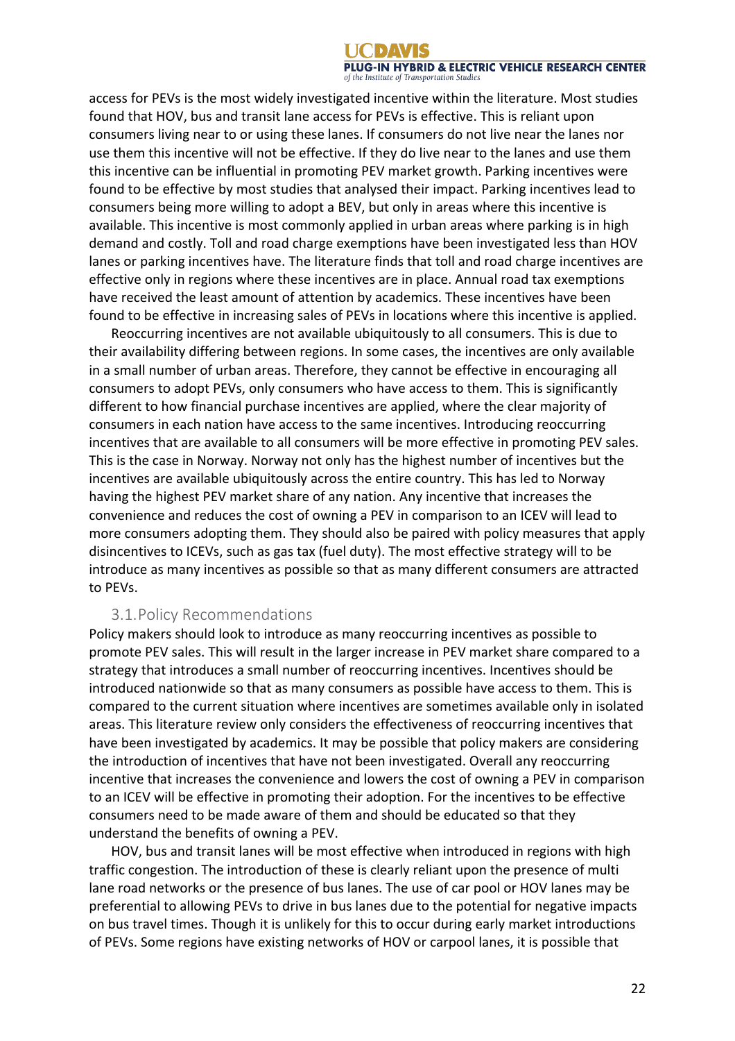access for PEVs is the most widely investigated incentive within the literature. Most studies found that HOV, bus and transit lane access for PEVs is effective. This is reliant upon consumers living near to or using these lanes. If consumers do not live near the lanes nor use them this incentive will not be effective. If they do live near to the lanes and use them this incentive can be influential in promoting PEV market growth. Parking incentives were found to be effective by most studies that analysed their impact. Parking incentives lead to consumers being more willing to adopt a BEV, but only in areas where this incentive is available. This incentive is most commonly applied in urban areas where parking is in high demand and costly. Toll and road charge exemptions have been investigated less than HOV lanes or parking incentives have. The literature finds that toll and road charge incentives are effective only in regions where these incentives are in place. Annual road tax exemptions have received the least amount of attention by academics. These incentives have been found to be effective in increasing sales of PEVs in locations where this incentive is applied.

Reoccurring incentives are not available ubiquitously to all consumers. This is due to their availability differing between regions. In some cases, the incentives are only available in a small number of urban areas. Therefore, they cannot be effective in encouraging all consumers to adopt PEVs, only consumers who have access to them. This is significantly different to how financial purchase incentives are applied, where the clear majority of consumers in each nation have access to the same incentives. Introducing reoccurring incentives that are available to all consumers will be more effective in promoting PEV sales. This is the case in Norway. Norway not only has the highest number of incentives but the incentives are available ubiquitously across the entire country. This has led to Norway having the highest PEV market share of any nation. Any incentive that increases the convenience and reduces the cost of owning a PEV in comparison to an ICEV will lead to more consumers adopting them. They should also be paired with policy measures that apply disincentives to ICEVs, such as gas tax (fuel duty). The most effective strategy will to be introduce as many incentives as possible so that as many different consumers are attracted to PEVs.

## 3.1. Policy Recommendations

Policy makers should look to introduce as many reoccurring incentives as possible to promote PEV sales. This will result in the larger increase in PEV market share compared to a strategy that introduces a small number of reoccurring incentives. Incentives should be introduced nationwide so that as many consumers as possible have access to them. This is compared to the current situation where incentives are sometimes available only in isolated areas. This literature review only considers the effectiveness of reoccurring incentives that have been investigated by academics. It may be possible that policy makers are considering the introduction of incentives that have not been investigated. Overall any reoccurring incentive that increases the convenience and lowers the cost of owning a PEV in comparison to an ICEV will be effective in promoting their adoption. For the incentives to be effective consumers need to be made aware of them and should be educated so that they understand the benefits of owning a PEV.

HOV, bus and transit lanes will be most effective when introduced in regions with high traffic congestion. The introduction of these is clearly reliant upon the presence of multi lane road networks or the presence of bus lanes. The use of car pool or HOV lanes may be preferential to allowing PEVs to drive in bus lanes due to the potential for negative impacts on bus travel times. Though it is unlikely for this to occur during early market introductions of PEVs. Some regions have existing networks of HOV or carpool lanes, it is possible that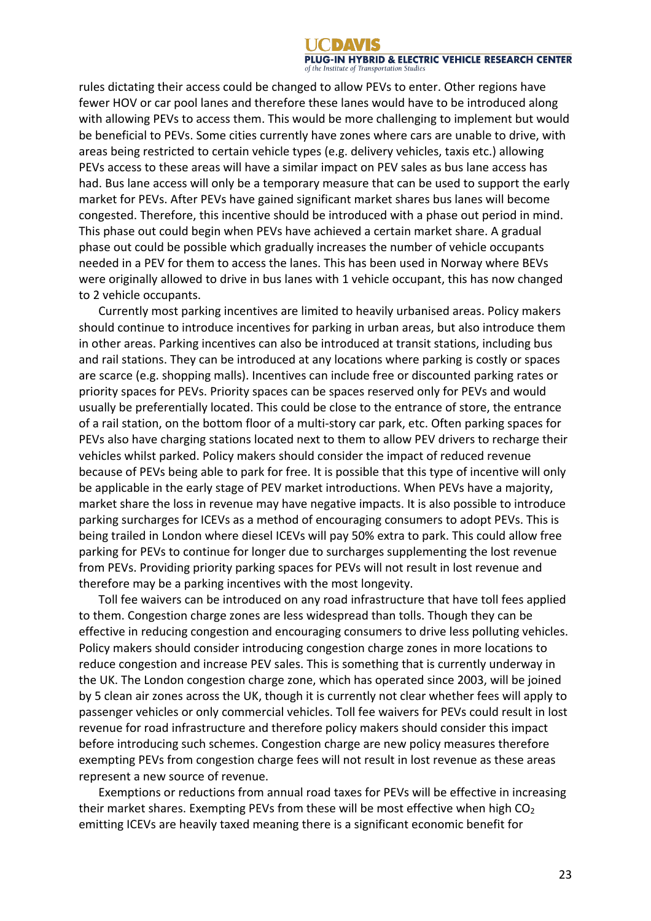rules dictating their access could be changed to allow PEVs to enter. Other regions have fewer HOV or car pool lanes and therefore these lanes would have to be introduced along with allowing PEVs to access them. This would be more challenging to implement but would be beneficial to PEVs. Some cities currently have zones where cars are unable to drive, with areas being restricted to certain vehicle types (e.g. delivery vehicles, taxis etc.) allowing PEVs access to these areas will have a similar impact on PEV sales as bus lane access has had. Bus lane access will only be a temporary measure that can be used to support the early market for PEVs. After PEVs have gained significant market shares bus lanes will become congested. Therefore, this incentive should be introduced with a phase out period in mind. This phase out could begin when PEVs have achieved a certain market share. A gradual phase out could be possible which gradually increases the number of vehicle occupants needed in a PEV for them to access the lanes. This has been used in Norway where BEVs were originally allowed to drive in bus lanes with 1 vehicle occupant, this has now changed to 2 vehicle occupants.

Currently most parking incentives are limited to heavily urbanised areas. Policy makers should continue to introduce incentives for parking in urban areas, but also introduce them in other areas. Parking incentives can also be introduced at transit stations, including bus and rail stations. They can be introduced at any locations where parking is costly or spaces are scarce (e.g. shopping malls). Incentives can include free or discounted parking rates or priority spaces for PEVs. Priority spaces can be spaces reserved only for PEVs and would usually be preferentially located. This could be close to the entrance of store, the entrance of a rail station, on the bottom floor of a multi-story car park, etc. Often parking spaces for PEVs also have charging stations located next to them to allow PEV drivers to recharge their vehicles whilst parked. Policy makers should consider the impact of reduced revenue because of PEVs being able to park for free. It is possible that this type of incentive will only be applicable in the early stage of PEV market introductions. When PEVs have a majority, market share the loss in revenue may have negative impacts. It is also possible to introduce parking surcharges for ICEVs as a method of encouraging consumers to adopt PEVs. This is being trailed in London where diesel ICEVs will pay 50% extra to park. This could allow free parking for PEVs to continue for longer due to surcharges supplementing the lost revenue from PEVs. Providing priority parking spaces for PEVs will not result in lost revenue and therefore may be a parking incentives with the most longevity.

Toll fee waivers can be introduced on any road infrastructure that have toll fees applied to them. Congestion charge zones are less widespread than tolls. Though they can be effective in reducing congestion and encouraging consumers to drive less polluting vehicles. Policy makers should consider introducing congestion charge zones in more locations to reduce congestion and increase PEV sales. This is something that is currently underway in the UK. The London congestion charge zone, which has operated since 2003, will be joined by 5 clean air zones across the UK, though it is currently not clear whether fees will apply to passenger vehicles or only commercial vehicles. Toll fee waivers for PEVs could result in lost revenue for road infrastructure and therefore policy makers should consider this impact before introducing such schemes. Congestion charge are new policy measures therefore exempting PEVs from congestion charge fees will not result in lost revenue as these areas represent a new source of revenue.

Exemptions or reductions from annual road taxes for PEVs will be effective in increasing their market shares. Exempting PEVs from these will be most effective when high $CO_2$ emitting ICEVs are heavily taxed meaning there is a significant economic benefit for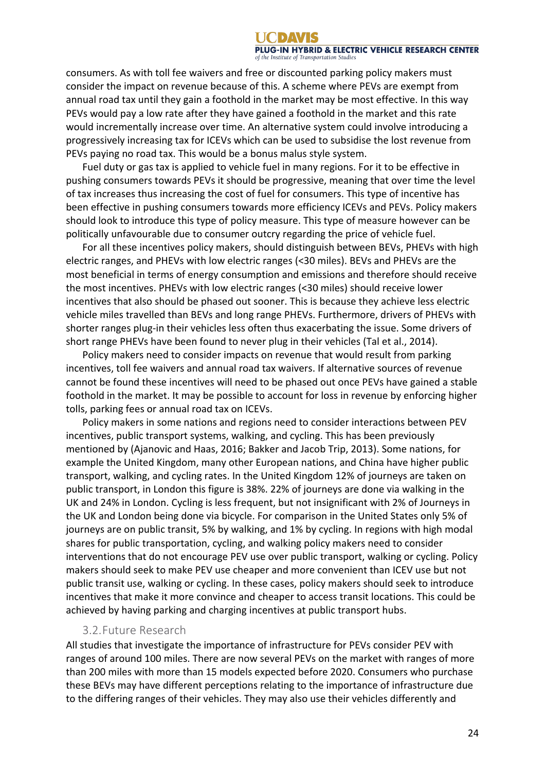consumers. As with toll fee waivers and free or discounted parking policy makers must consider the impact on revenue because of this. A scheme where PEVs are exempt from annual road tax until they gain a foothold in the market may be most effective. In this way PEVs would pay a low rate after they have gained a foothold in the market and this rate would incrementally increase over time. An alternative system could involve introducing a progressively increasing tax for ICEVs which can be used to subsidise the lost revenue from PEVs paying no road tax. This would be a bonus malus style system.

Fuel duty or gas tax is applied to vehicle fuel in many regions. For it to be effective in pushing consumers towards PEVs it should be progressive, meaning that over time the level of tax increases thus increasing the cost of fuel for consumers. This type of incentive has been effective in pushing consumers towards more efficiency ICEVs and PEVs. Policy makers should look to introduce this type of policy measure. This type of measure however can be politically unfavourable due to consumer outcry regarding the price of vehicle fuel.

For all these incentives policy makers, should distinguish between BEVs, PHEVs with high electric ranges, and PHEVs with low electric ranges (<30 miles). BEVs and PHEVs are the most beneficial in terms of energy consumption and emissions and therefore should receive the most incentives. PHEVs with low electric ranges (<30 miles) should receive lower incentives that also should be phased out sooner. This is because they achieve less electric vehicle miles travelled than BEVs and long range PHEVs. Furthermore, drivers of PHEVs with shorter ranges plug-in their vehicles less often thus exacerbating the issue. Some drivers of short range PHEVs have been found to never plug in their vehicles (Tal et al., 2014).

Policy makers need to consider impacts on revenue that would result from parking incentives, toll fee waivers and annual road tax waivers. If alternative sources of revenue cannot be found these incentives will need to be phased out once PEVs have gained a stable foothold in the market. It may be possible to account for loss in revenue by enforcing higher tolls, parking fees or annual road tax on ICEVs.

Policy makers in some nations and regions need to consider interactions between PEV incentives, public transport systems, walking, and cycling. This has been previously mentioned by (Ajanovic and Haas, 2016; Bakker and Jacob Trip, 2013). Some nations, for example the United Kingdom, many other European nations, and China have higher public transport, walking, and cycling rates. In the United Kingdom 12% of journeys are taken on public transport, in London this figure is 38%. 22% of journeys are done via walking in the UK and 24% in London. Cycling is less frequent, but not insignificant with 2% of Journeys in the UK and London being done via bicycle. For comparison in the United States only 5% of journeys are on public transit, 5% by walking, and 1% by cycling. In regions with high modal shares for public transportation, cycling, and walking policy makers need to consider interventions that do not encourage PEV use over public transport, walking or cycling. Policy makers should seek to make PEV use cheaper and more convenient than ICEV use but not public transit use, walking or cycling. In these cases, policy makers should seek to introduce incentives that make it more convince and cheaper to access transit locations. This could be achieved by having parking and charging incentives at public transport hubs.

## 3.2. Future Research

All studies that investigate the importance of infrastructure for PEVs consider PEV with ranges of around 100 miles. There are now several PEVs on the market with ranges of more than 200 miles with more than 15 models expected before 2020. Consumers who purchase these BEVs may have different perceptions relating to the importance of infrastructure due to the differing ranges of their vehicles. They may also use their vehicles differently and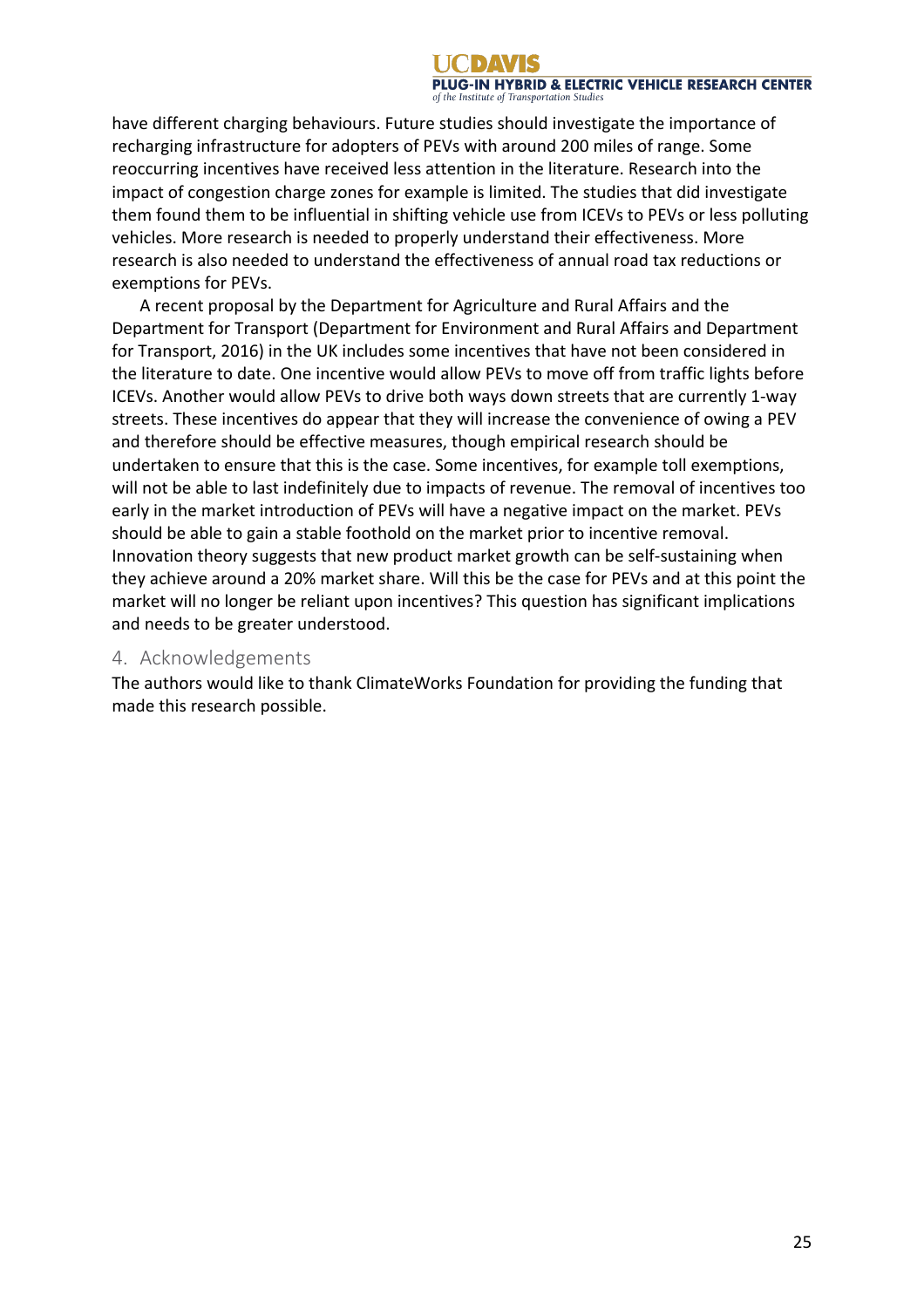have different charging behaviours. Future studies should investigate the importance of recharging infrastructure for adopters of PEVs with around 200 miles of range. Some reoccurring incentives have received less attention in the literature. Research into the impact of congestion charge zones for example is limited. The studies that did investigate them found them to be influential in shifting vehicle use from ICEVs to PEVs or less polluting vehicles. More research is needed to properly understand their effectiveness. More research is also needed to understand the effectiveness of annual road tax reductions or exemptions for PEVs.

A recent proposal by the Department for Agriculture and Rural Affairs and the Department for Transport (Department for Environment and Rural Affairs and Department for Transport, 2016) in the UK includes some incentives that have not been considered in the literature to date. One incentive would allow PEVs to move off from traffic lights before ICEVs. Another would allow PEVs to drive both ways down streets that are currently 1-way streets. These incentives do appear that they will increase the convenience of owing a PEV and therefore should be effective measures, though empirical research should be undertaken to ensure that this is the case. Some incentives, for example toll exemptions, will not be able to last indefinitely due to impacts of revenue. The removal of incentives too early in the market introduction of PEVs will have a negative impact on the market. PEVs should be able to gain a stable foothold on the market prior to incentive removal. Innovation theory suggests that new product market growth can be self-sustaining when they achieve around a 20% market share. Will this be the case for PEVs and at this point the market will no longer be reliant upon incentives? This question has significant implications and needs to be greater understood.

## 4. Acknowledgements

The authors would like to thank ClimateWorks Foundation for providing the funding that made this research possible.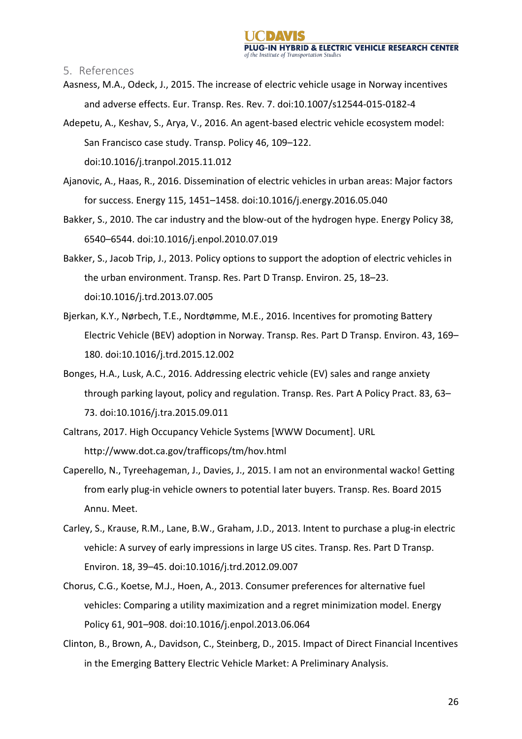## 5. References

Aasness, M.A., Odeck, J., 2015. The increase of electric vehicle usage in Norway incentives and adverse effects. Eur. Transp. Res. Rev. 7. doi:10.1007/s12544-015-0182-4

Adepetu, A., Keshav, S., Arya, V., 2016. An agent-based electric vehicle ecosystem model: San Francisco case study. Transp. Policy 46, 109–122. doi:10.1016/j.tranpol.2015.11.012

Ajanovic, A., Haas, R., 2016. Dissemination of electric vehicles in urban areas: Major factors for success. Energy 115, 1451–1458. doi:10.1016/j.energy.2016.05.040

Bakker, S., 2010. The car industry and the blow-out of the hydrogen hype. Energy Policy 38, 6540–6544. doi:10.1016/j.enpol.2010.07.019

Bakker, S., Jacob Trip, J., 2013. Policy options to support the adoption of electric vehicles in the urban environment. Transp. Res. Part D Transp. Environ. 25, 18–23. doi:10.1016/j.trd.2013.07.005

Bjerkan, K.Y., Nørbech, T.E., Nordtømme, M.E., 2016. Incentives for promoting Battery Electric Vehicle (BEV) adoption in Norway. Transp. Res. Part D Transp. Environ. 43, 169–180. doi:10.1016/j.trd.2015.12.002

Bonges, H.A., Lusk, A.C., 2016. Addressing electric vehicle (EV) sales and range anxiety through parking layout, policy and regulation. Transp. Res. Part A Policy Pract. 83, 63–73. doi:10.1016/j.tra.2015.09.011

Caltrans, 2017. High Occupancy Vehicle Systems [WWW Document]. URL http://www.dot.ca.gov/trafficops/tm/hov.html

Caperello, N., Tyreehageman, J., Davies, J., 2015. I am not an environmental wacko! Getting from early plug-in vehicle owners to potential later buyers. Transp. Res. Board 2015 Annu. Meet.

Carley, S., Krause, R.M., Lane, B.W., Graham, J.D., 2013. Intent to purchase a plug-in electric vehicle: A survey of early impressions in large US cites. Transp. Res. Part D Transp. Environ. 18, 39–45. doi:10.1016/j.trd.2012.09.007

Chorus, C.G., Koetse, M.J., Hoen, A., 2013. Consumer preferences for alternative fuel vehicles: Comparing a utility maximization and a regret minimization model. Energy Policy 61, 901–908. doi:10.1016/j.enpol.2013.06.064

Clinton, B., Brown, A., Davidson, C., Steinberg, D., 2015. Impact of Direct Financial Incentives in the Emerging Battery Electric Vehicle Market: A Preliminary Analysis.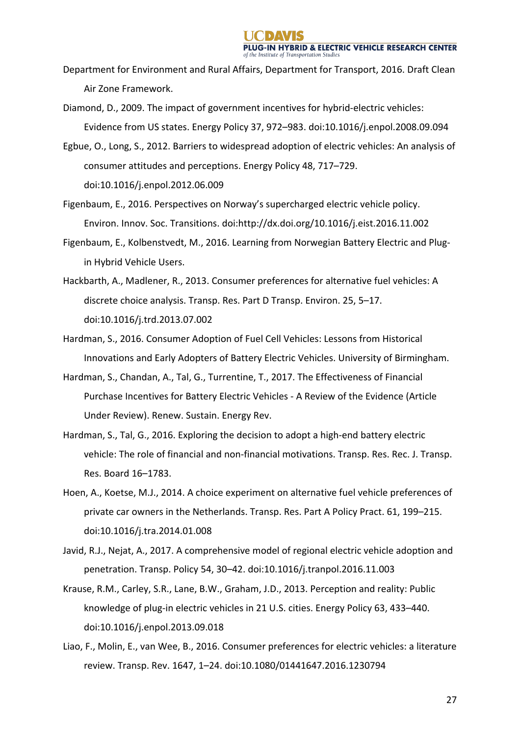Department for Environment and Rural Affairs, Department for Transport, 2016. Draft Clean Air Zone Framework.

Diamond, D., 2009. The impact of government incentives for hybrid-electric vehicles: Evidence from US states. Energy Policy 37, 972–983. doi:10.1016/j.enpol.2008.09.094

Egbue, O., Long, S., 2012. Barriers to widespread adoption of electric vehicles: An analysis of consumer attitudes and perceptions. Energy Policy 48, 717–729. doi:10.1016/j.enpol.2012.06.009

Figenbaum, E., 2016. Perspectives on Norway's supercharged electric vehicle policy. Environ. Innov. Soc. Transitions. doi:http://dx.doi.org/10.1016/j.eist.2016.11.002

Figenbaum, E., Kolbenstvedt, M., 2016. Learning from Norwegian Battery Electric and Plug-in Hybrid Vehicle Users.

Hackbarth, A., Madlener, R., 2013. Consumer preferences for alternative fuel vehicles: A discrete choice analysis. Transp. Res. Part D Transp. Environ. 25, 5–17. doi:10.1016/j.trd.2013.07.002

Hardman, S., 2016. Consumer Adoption of Fuel Cell Vehicles: Lessons from Historical Innovations and Early Adopters of Battery Electric Vehicles. University of Birmingham.

Hardman, S., Chandan, A., Tal, G., Turrentine, T., 2017. The Effectiveness of Financial Purchase Incentives for Battery Electric Vehicles - A Review of the Evidence (Article Under Review). Renew. Sustain. Energy Rev.

Hardman, S., Tal, G., 2016. Exploring the decision to adopt a high-end battery electric vehicle: The role of financial and non-financial motivations. Transp. Res. Rec. J. Transp. Res. Board 16–1783.

Hoen, A., Koetse, M.J., 2014. A choice experiment on alternative fuel vehicle preferences of private car owners in the Netherlands. Transp. Res. Part A Policy Pract. 61, 199–215. doi:10.1016/j.tra.2014.01.008

Javid, R.J., Nejat, A., 2017. A comprehensive model of regional electric vehicle adoption and penetration. Transp. Policy 54, 30–42. doi:10.1016/j.tranpol.2016.11.003

Krause, R.M., Carley, S.R., Lane, B.W., Graham, J.D., 2013. Perception and reality: Public knowledge of plug-in electric vehicles in 21 U.S. cities. Energy Policy 63, 433–440. doi:10.1016/j.enpol.2013.09.018

Liao, F., Molin, E., van Wee, B., 2016. Consumer preferences for electric vehicles: a literature review. Transp. Rev. 1647, 1–24. doi:10.1080/01441647.2016.1230794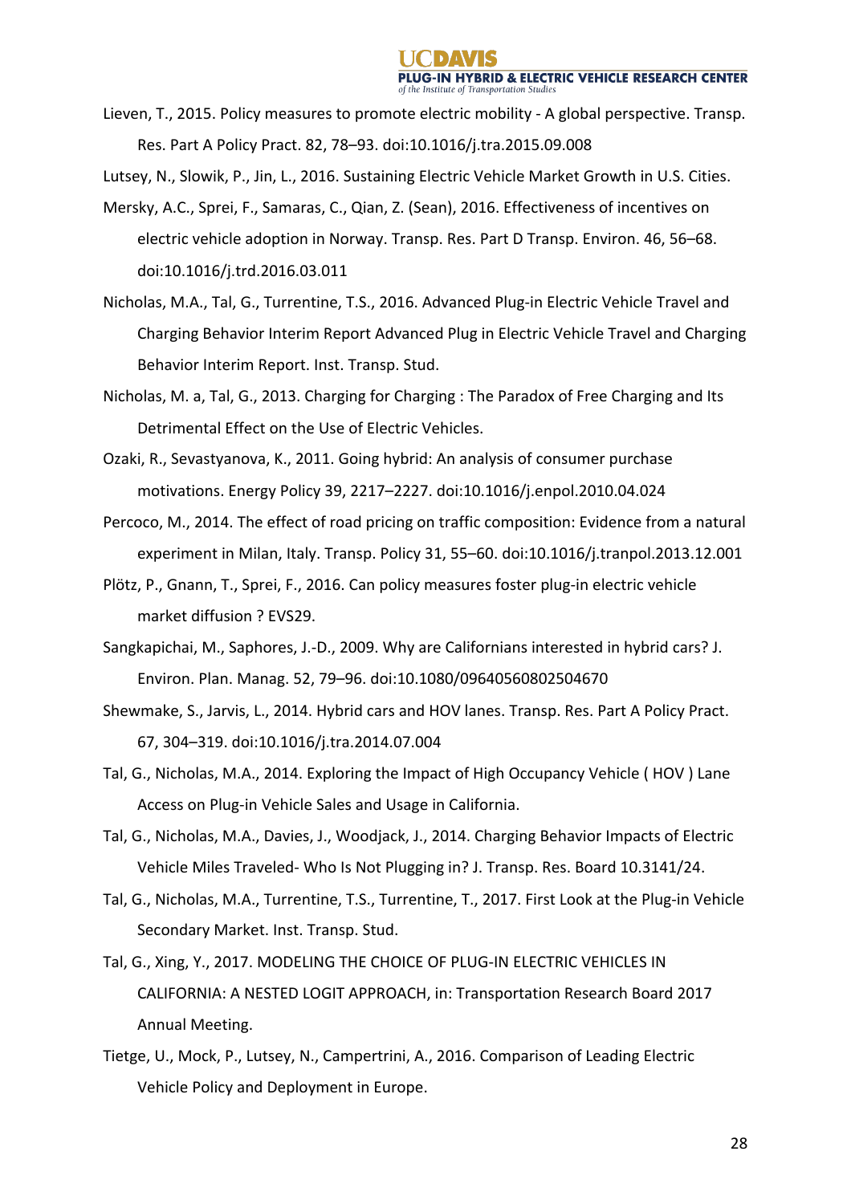Lieven, T., 2015. Policy measures to promote electric mobility - A global perspective. Transp. Res. Part A Policy Pract. 82, 78–93. doi:10.1016/j.tra.2015.09.008

Lutsey, N., Slowik, P., Jin, L., 2016. Sustaining Electric Vehicle Market Growth in U.S. Cities.

Mersky, A.C., Sprei, F., Samaras, C., Qian, Z. (Sean), 2016. Effectiveness of incentives on electric vehicle adoption in Norway. Transp. Res. Part D Transp. Environ. 46, 56–68. doi:10.1016/j.trd.2016.03.011

Nicholas, M.A., Tal, G., Turrentine, T.S., 2016. Advanced Plug-in Electric Vehicle Travel and Charging Behavior Interim Report Advanced Plug in Electric Vehicle Travel and Charging Behavior Interim Report. Inst. Transp. Stud.

Nicholas, M. a, Tal, G., 2013. Charging for Charging : The Paradox of Free Charging and Its Detrimental Effect on the Use of Electric Vehicles.

Ozaki, R., Sevastyanova, K., 2011. Going hybrid: An analysis of consumer purchase motivations. Energy Policy 39, 2217–2227. doi:10.1016/j.enpol.2010.04.024

Percoco, M., 2014. The effect of road pricing on traffic composition: Evidence from a natural experiment in Milan, Italy. Transp. Policy 31, 55–60. doi:10.1016/j.tranpol.2013.12.001

Plötz, P., Gnann, T., Sprei, F., 2016. Can policy measures foster plug-in electric vehicle market diffusion ? EVS29.

Sangkapichai, M., Saphores, J.-D., 2009. Why are Californians interested in hybrid cars? J. Environ. Plan. Manag. 52, 79–96. doi:10.1080/09640560802504670

Shewmake, S., Jarvis, L., 2014. Hybrid cars and HOV lanes. Transp. Res. Part A Policy Pract. 67, 304–319. doi:10.1016/j.tra.2014.07.004

Tal, G., Nicholas, M.A., 2014. Exploring the Impact of High Occupancy Vehicle ( HOV ) Lane Access on Plug-in Vehicle Sales and Usage in California.

Tal, G., Nicholas, M.A., Davies, J., Woodjack, J., 2014. Charging Behavior Impacts of Electric Vehicle Miles Traveled- Who Is Not Plugging in? J. Transp. Res. Board 10.3141/24.

Tal, G., Nicholas, M.A., Turrentine, T.S., Turrentine, T., 2017. First Look at the Plug-in Vehicle Secondary Market. Inst. Transp. Stud.

Tal, G., Xing, Y., 2017. MODELING THE CHOICE OF PLUG-IN ELECTRIC VEHICLES IN CALIFORNIA: A NESTED LOGIT APPROACH, in: Transportation Research Board 2017 Annual Meeting.

Tietge, U., Mock, P., Lutsey, N., Campertrini, A., 2016. Comparison of Leading Electric Vehicle Policy and Deployment in Europe.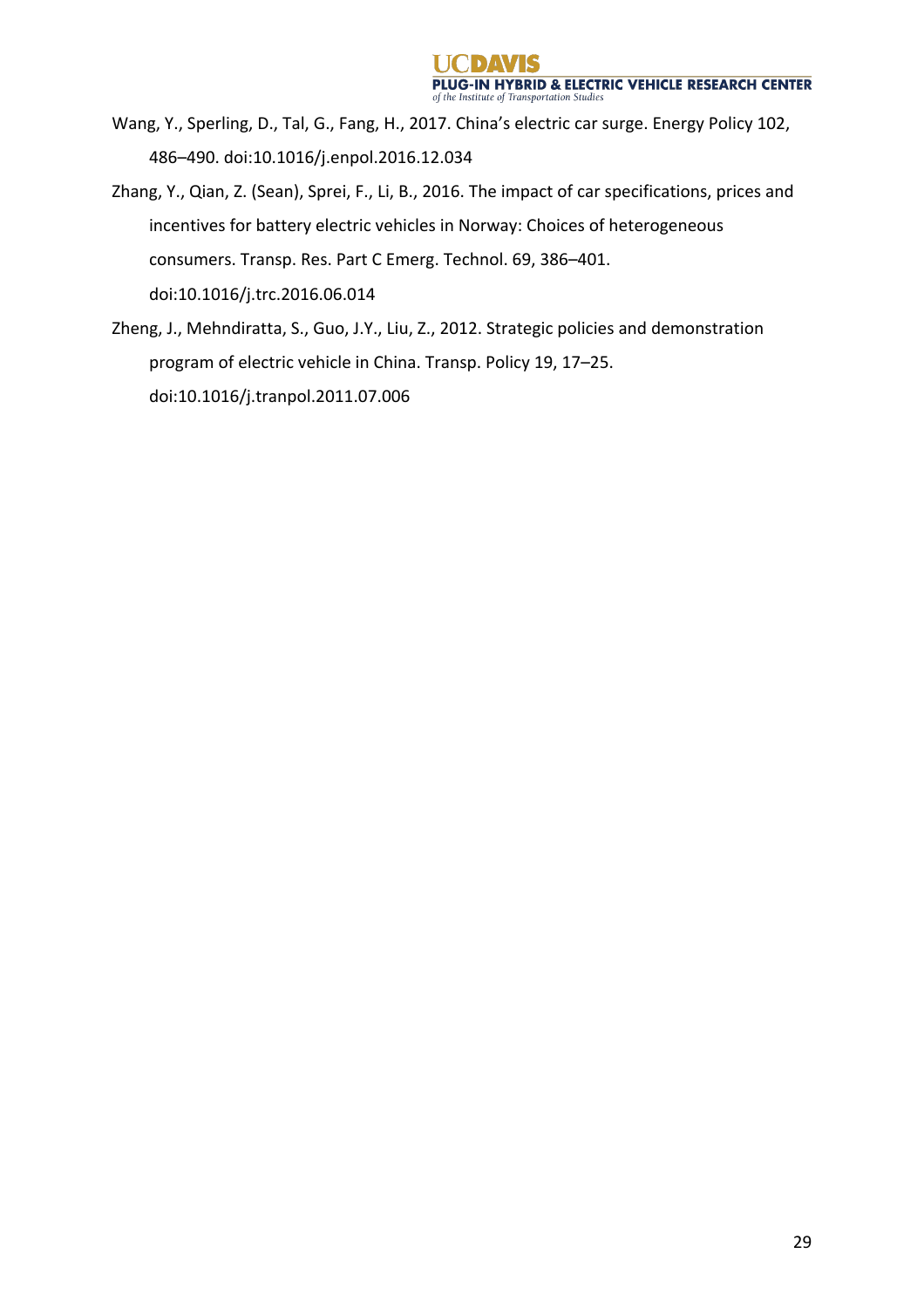Wang, Y., Sperling, D., Tal, G., Fang, H., 2017. China's electric car surge. Energy Policy 102, 486–490. doi:10.1016/j.enpol.2016.12.034

Zhang, Y., Qian, Z. (Sean), Sprei, F., Li, B., 2016. The impact of car specifications, prices and incentives for battery electric vehicles in Norway: Choices of heterogeneous consumers. Transp. Res. Part C Emerg. Technol. 69, 386–401. doi:10.1016/j.trc.2016.06.014

Zheng, J., Mehndiratta, S., Guo, J.Y., Liu, Z., 2012. Strategic policies and demonstration program of electric vehicle in China. Transp. Policy 19, 17–25. doi:10.1016/j.tranpol.2011.07.006